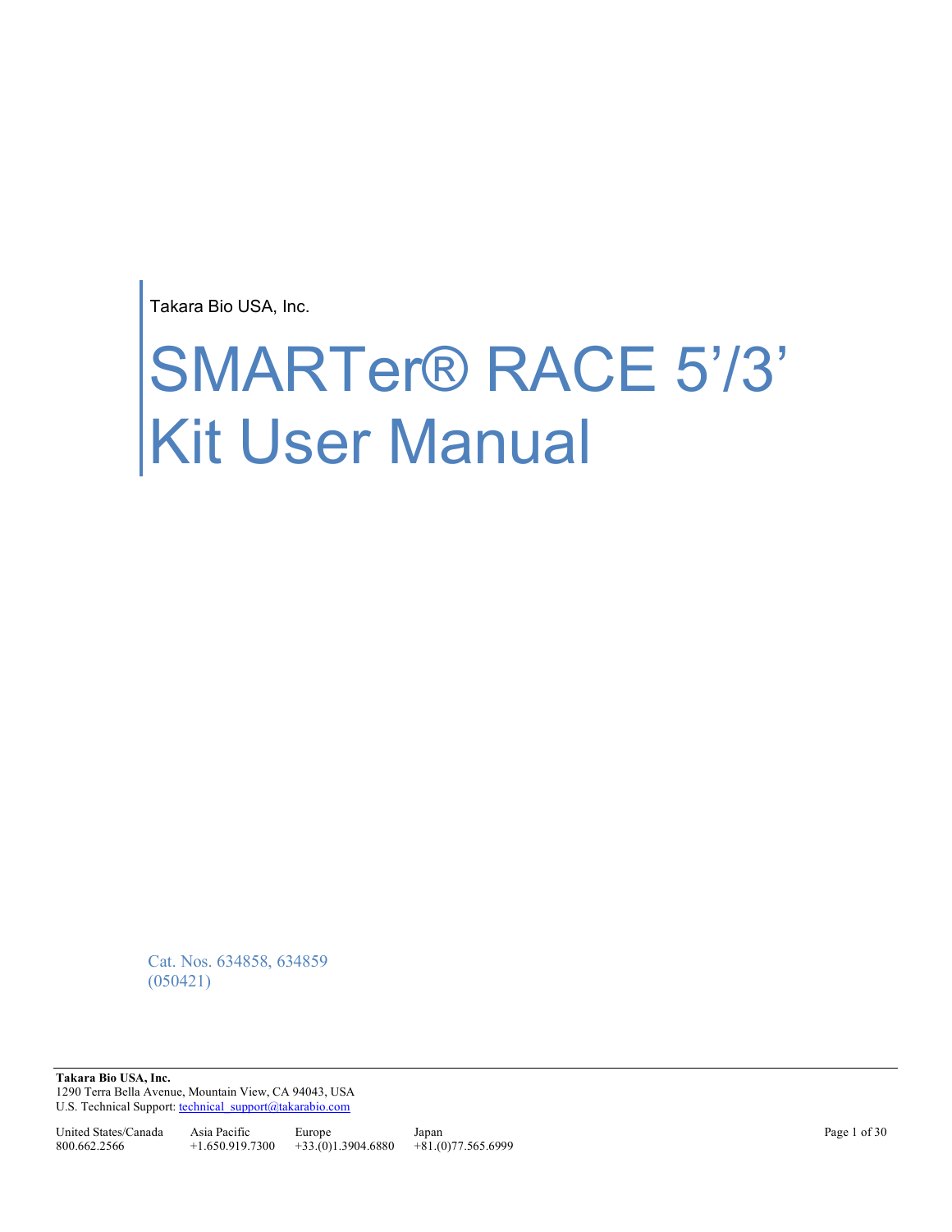Takara Bio USA, Inc.

# SMARTer® RACE 5’/3’ Kit User Manual

Cat. Nos. 634858, 634859
(050421)

**Takara Bio USA, Inc.**
1290 Terra Bella Avenue, Mountain View, CA 94043, USA
U.S. Technical Support: technical_support@takarabio.com

| United States/Canada | Asia Pacific | Europe | Japan |
| --- | --- | --- | --- |
| 800.662.2566 | +1.650.919.7300 | +33.(0)1.3904.6880 | +81.(0)77.565.6999 |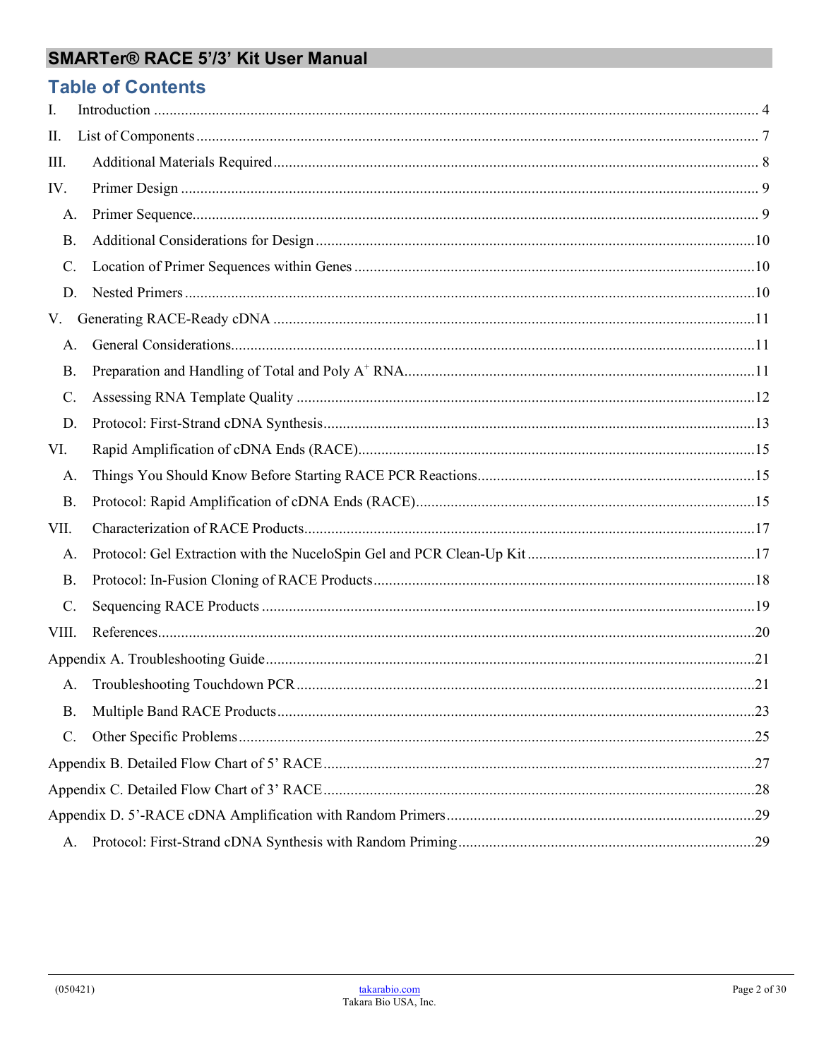# Table of Contents

I. Introduction .......... 4

II. List of Components .......... 7

III. Additional Materials Required .......... 8

IV. Primer Design .......... 9

- A. Primer Sequence .......... 9
- B. Additional Considerations for Design .......... 10
- C. Location of Primer Sequences within Genes .......... 10
- D. Nested Primers .......... 10

V. Generating RACE-Ready cDNA .......... 11

- A. General Considerations .......... 11
- B. Preparation and Handling of Total and Poly $A^+$ RNA .......... 11
- C. Assessing RNA Template Quality .......... 12
- D. Protocol: First-Strand cDNA Synthesis .......... 13

VI. Rapid Amplification of cDNA Ends (RACE) .......... 15

- A. Things You Should Know Before Starting RACE PCR Reactions .......... 15
- B. Protocol: Rapid Amplification of cDNA Ends (RACE) .......... 15

VII. Characterization of RACE Products .......... 17

- A. Protocol: Gel Extraction with the NuceloSpin Gel and PCR Clean-Up Kit .......... 17
- B. Protocol: In-Fusion Cloning of RACE Products .......... 18
- C. Sequencing RACE Products .......... 19

VIII. References .......... 20

Appendix A. Troubleshooting Guide .......... 21

- A. Troubleshooting Touchdown PCR .......... 21
- B. Multiple Band RACE Products .......... 23
- C. Other Specific Problems .......... 25

Appendix B. Detailed Flow Chart of 5' RACE .......... 27

Appendix C. Detailed Flow Chart of 3' RACE .......... 28

Appendix D. 5'-RACE cDNA Amplification with Random Primers .......... 29

- A. Protocol: First-Strand cDNA Synthesis with Random Priming .......... 29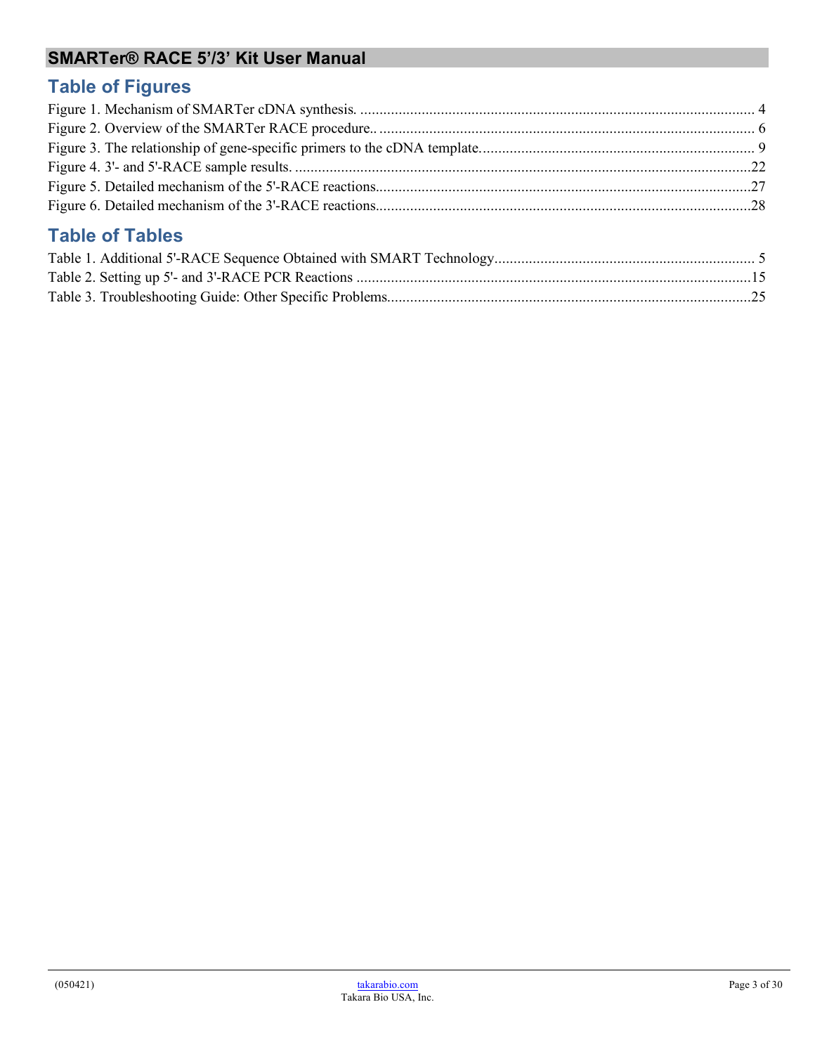## Table of Figures

Figure 1. Mechanism of SMARTer cDNA synthesis. ........................................................................................................ 4
Figure 2. Overview of the SMARTer RACE procedure.. ................................................................................................... 6
Figure 3. The relationship of gene-specific primers to the cDNA template........................................................................ 9
Figure 4. 3'- and 5'-RACE sample results. ........................................................................................................................22
Figure 5. Detailed mechanism of the 5'-RACE reactions..................................................................................................27
Figure 6. Detailed mechanism of the 3'-RACE reactions..................................................................................................28

## Table of Tables

Table 1. Additional 5'-RACE Sequence Obtained with SMART Technology..................................................................... 5
Table 2. Setting up 5'- and 3'-RACE PCR Reactions .......................................................................................................15
Table 3. Troubleshooting Guide: Other Specific Problems................................................................................................25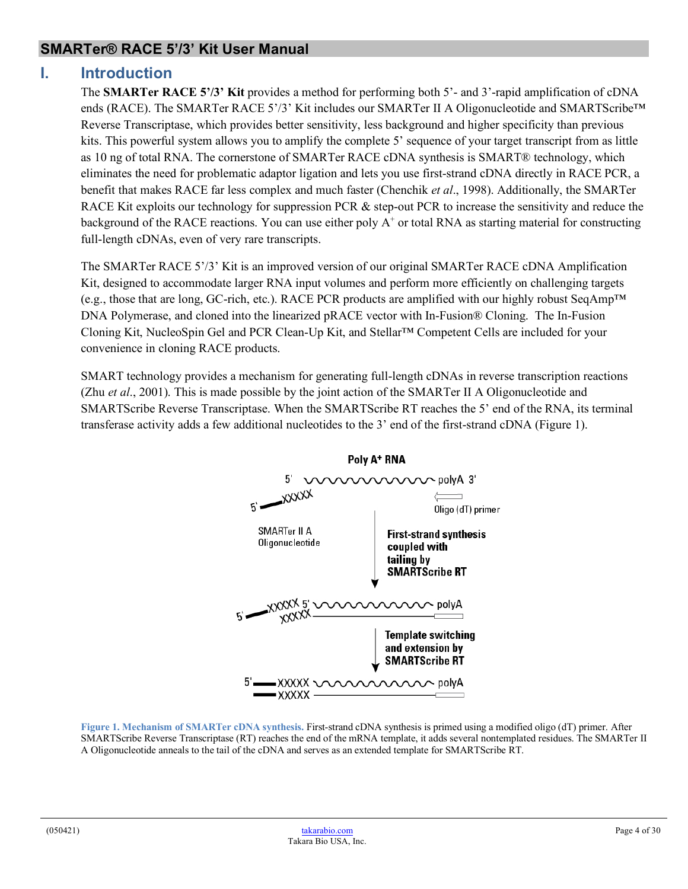# I. Introduction

The **SMARTer RACE 5'/3' Kit** provides a method for performing both 5'- and 3'-rapid amplification of cDNA ends (RACE). The SMARTer RACE 5'/3' Kit includes our SMARTer II A Oligonucleotide and SMARTScribe™ Reverse Transcriptase, which provides better sensitivity, less background and higher specificity than previous kits. This powerful system allows you to amplify the complete 5' sequence of your target transcript from as little as 10 ng of total RNA. The cornerstone of SMARTer RACE cDNA synthesis is SMART® technology, which eliminates the need for problematic adaptor ligation and lets you use first-strand cDNA directly in RACE PCR, a benefit that makes RACE far less complex and much faster (Chenchik *et al*., 1998). Additionally, the SMARTer RACE Kit exploits our technology for suppression PCR & step-out PCR to increase the sensitivity and reduce the background of the RACE reactions. You can use either poly $A^+$ or total RNA as starting material for constructing full-length cDNAs, even of very rare transcripts.

The SMARTer RACE 5'/3' Kit is an improved version of our original SMARTer RACE cDNA Amplification Kit, designed to accommodate larger RNA input volumes and perform more efficiently on challenging targets (e.g., those that are long, GC-rich, etc.). RACE PCR products are amplified with our highly robust SeqAmp™ DNA Polymerase, and cloned into the linearized pRACE vector with In-Fusion® Cloning. The In-Fusion Cloning Kit, NucleoSpin Gel and PCR Clean-Up Kit, and Stellar™ Competent Cells are included for your convenience in cloning RACE products.

SMART technology provides a mechanism for generating full-length cDNAs in reverse transcription reactions (Zhu *et al*., 2001). This is made possible by the joint action of the SMARTer II A Oligonucleotide and SMARTScribe Reverse Transcriptase. When the SMARTScribe RT reaches the 5' end of the RNA, its terminal transferase activity adds a few additional nucleotides to the 3' end of the first-strand cDNA (Figure 1).

**Figure 1. Mechanism of SMARTer cDNA synthesis.** First-strand cDNA synthesis is primed using a modified oligo (dT) primer. After SMARTScribe Reverse Transcriptase (RT) reaches the end of the mRNA template, it adds several nontemplated residues. The SMARTer II A Oligonucleotide anneals to the tail of the cDNA and serves as an extended template for SMARTScribe RT.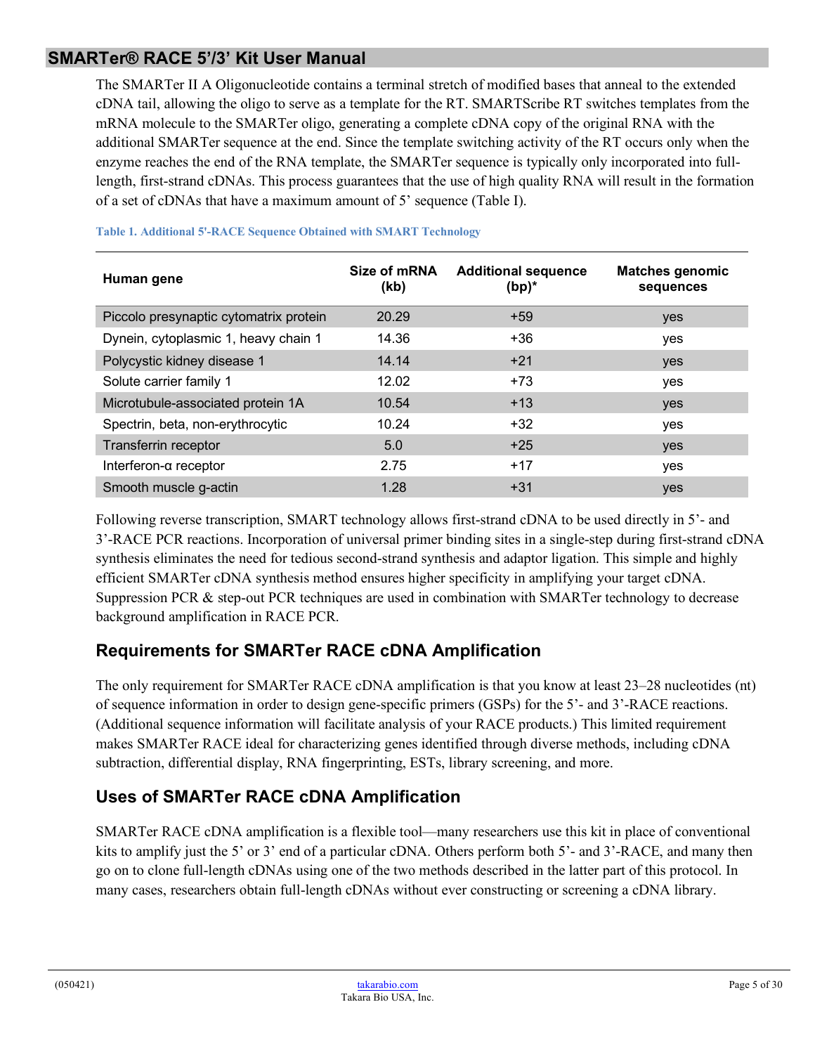The SMARTer II A Oligonucleotide contains a terminal stretch of modified bases that anneal to the extended cDNA tail, allowing the oligo to serve as a template for the RT. SMARTScribe RT switches templates from the mRNA molecule to the SMARTer oligo, generating a complete cDNA copy of the original RNA with the additional SMARTer sequence at the end. Since the template switching activity of the RT occurs only when the enzyme reaches the end of the RNA template, the SMARTer sequence is typically only incorporated into full-length, first-strand cDNAs. This process guarantees that the use of high quality RNA will result in the formation of a set of cDNAs that have a maximum amount of 5' sequence (Table I).

**Table 1. Additional 5'-RACE Sequence Obtained with SMART Technology**

| Human gene | Size of mRNA (kb) | Additional sequence (bp)* | Matches genomic sequences |
|---|---|---|---|
| Piccolo presynaptic cytomatrix protein | 20.29 | +59 | yes |
| Dynein, cytoplasmic 1, heavy chain 1 | 14.36 | +36 | yes |
| Polycystic kidney disease 1 | 14.14 | +21 | yes |
| Solute carrier family 1 | 12.02 | +73 | yes |
| Microtubule-associated protein 1A | 10.54 | +13 | yes |
| Spectrin, beta, non-erythrocytic | 10.24 | +32 | yes |
| Transferrin receptor | 5.0 | +25 | yes |
| Interferon-α receptor | 2.75 | +17 | yes |
| Smooth muscle g-actin | 1.28 | +31 | yes |

Following reverse transcription, SMART technology allows first-strand cDNA to be used directly in 5'- and 3'-RACE PCR reactions. Incorporation of universal primer binding sites in a single-step during first-strand cDNA synthesis eliminates the need for tedious second-strand synthesis and adaptor ligation. This simple and highly efficient SMARTer cDNA synthesis method ensures higher specificity in amplifying your target cDNA. Suppression PCR & step-out PCR techniques are used in combination with SMARTer technology to decrease background amplification in RACE PCR.

## Requirements for SMARTer RACE cDNA Amplification

The only requirement for SMARTer RACE cDNA amplification is that you know at least 23–28 nucleotides (nt) of sequence information in order to design gene-specific primers (GSPs) for the 5'- and 3'-RACE reactions. (Additional sequence information will facilitate analysis of your RACE products.) This limited requirement makes SMARTer RACE ideal for characterizing genes identified through diverse methods, including cDNA subtraction, differential display, RNA fingerprinting, ESTs, library screening, and more.

## Uses of SMARTer RACE cDNA Amplification

SMARTer RACE cDNA amplification is a flexible tool—many researchers use this kit in place of conventional kits to amplify just the 5' or 3' end of a particular cDNA. Others perform both 5'- and 3'-RACE, and many then go on to clone full-length cDNAs using one of the two methods described in the latter part of this protocol. In many cases, researchers obtain full-length cDNAs without ever constructing or screening a cDNA library.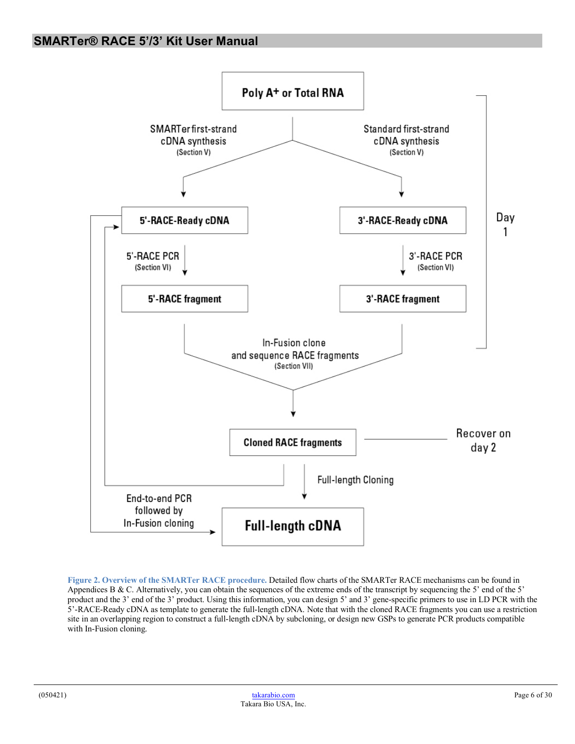Poly A+ or Total RNA

SMARTer first-strand cDNA synthesis (Section V)

Standard first-strand cDNA synthesis (Section V)

5'-RACE-Ready cDNA

3'-RACE-Ready cDNA

5'-RACE PCR (Section VI)

3'-RACE PCR (Section VI)

5'-RACE fragment

3'-RACE fragment

Day 1

In-Fusion clone and sequence RACE fragments (Section VII)

Cloned RACE fragments

Recover on day 2

Full-length Cloning

End-to-end PCR followed by In-Fusion cloning

Full-length cDNA

**Figure 2. Overview of the SMARTer RACE procedure.** Detailed flow charts of the SMARTer RACE mechanisms can be found in Appendices B & C. Alternatively, you can obtain the sequences of the extreme ends of the transcript by sequencing the 5' end of the 5' product and the 3' end of the 3' product. Using this information, you can design 5' and 3' gene-specific primers to use in LD PCR with the 5'-RACE-Ready cDNA as template to generate the full-length cDNA. Note that with the cloned RACE fragments you can use a restriction site in an overlapping region to construct a full-length cDNA by subcloning, or design new GSPs to generate PCR products compatible with In-Fusion cloning.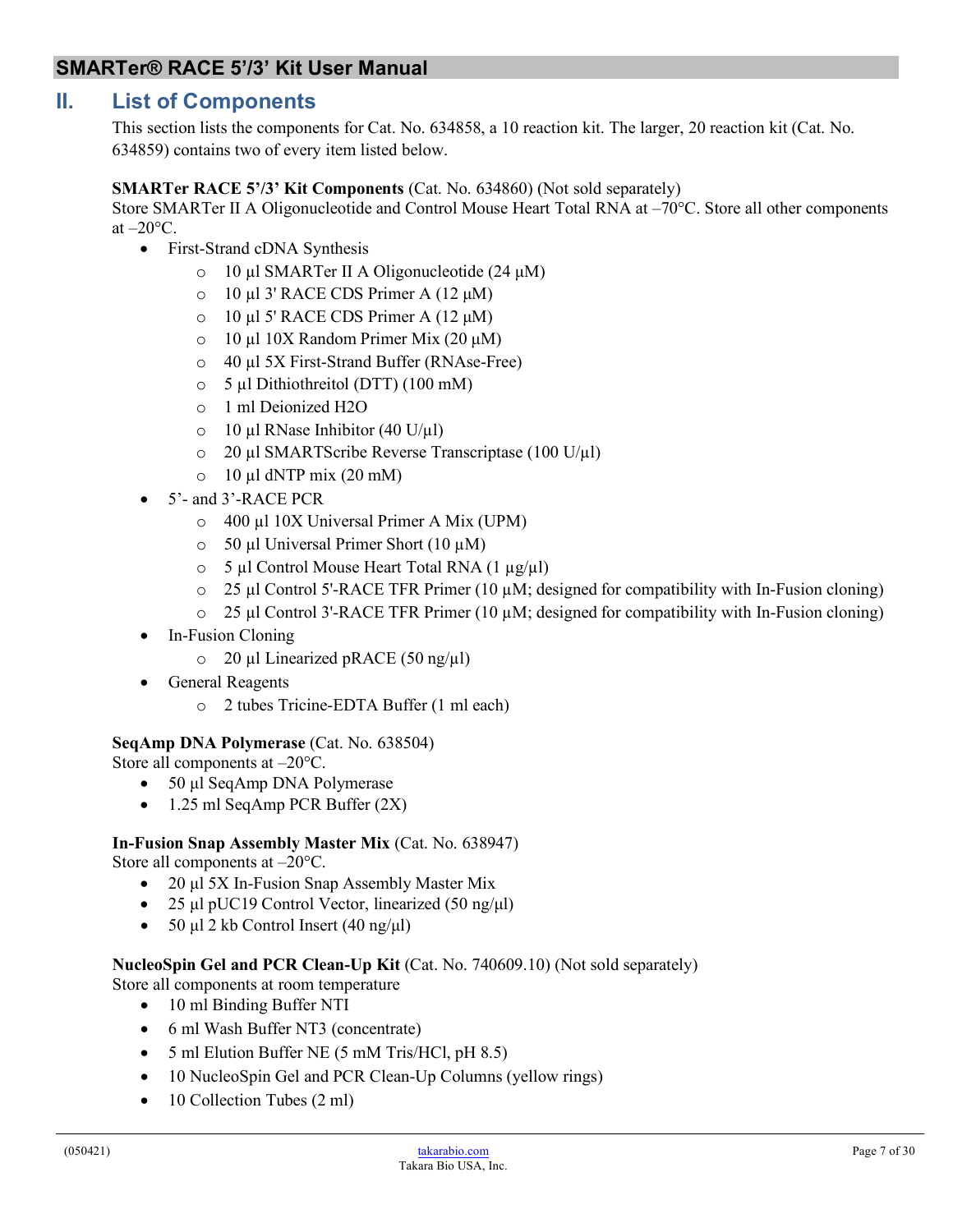## II. List of Components

This section lists the components for Cat. No. 634858, a 10 reaction kit. The larger, 20 reaction kit (Cat. No. 634859) contains two of every item listed below.

**SMARTer RACE 5'/3' Kit Components** (Cat. No. 634860) (Not sold separately)
Store SMARTer II A Oligonucleotide and Control Mouse Heart Total RNA at –70°C. Store all other components at –20°C.

- First-Strand cDNA Synthesis
  - 10 µl SMARTer II A Oligonucleotide (24 µM)
  - 10 µl 3' RACE CDS Primer A (12 µM)
  - 10 µl 5' RACE CDS Primer A (12 µM)
  - 10 µl 10X Random Primer Mix (20 µM)
  - 40 µl 5X First-Strand Buffer (RNAse-Free)
  - 5 µl Dithiothreitol (DTT) (100 mM)
  - 1 ml Deionized H2O
  - 10 µl RNase Inhibitor (40 U/µl)
  - 20 µl SMARTScribe Reverse Transcriptase (100 U/µl)
  - 10 µl dNTP mix (20 mM)
- 5'- and 3'-RACE PCR
  - 400 µl 10X Universal Primer A Mix (UPM)
  - 50 µl Universal Primer Short (10 µM)
  - 5 µl Control Mouse Heart Total RNA (1 µg/µl)
  - 25 µl Control 5'-RACE TFR Primer (10 µM; designed for compatibility with In-Fusion cloning)
  - 25 µl Control 3'-RACE TFR Primer (10 µM; designed for compatibility with In-Fusion cloning)
- In-Fusion Cloning
  - 20 µl Linearized pRACE (50 ng/µl)
- General Reagents
  - 2 tubes Tricine-EDTA Buffer (1 ml each)

**SeqAmp DNA Polymerase** (Cat. No. 638504)
Store all components at –20°C.

- 50 µl SeqAmp DNA Polymerase
- 1.25 ml SeqAmp PCR Buffer (2X)

**In-Fusion Snap Assembly Master Mix** (Cat. No. 638947)
Store all components at –20°C.

- 20 µl 5X In-Fusion Snap Assembly Master Mix
- 25 µl pUC19 Control Vector, linearized (50 ng/µl)
- 50 µl 2 kb Control Insert (40 ng/µl)

**NucleoSpin Gel and PCR Clean-Up Kit** (Cat. No. 740609.10) (Not sold separately)
Store all components at room temperature

- 10 ml Binding Buffer NTI
- 6 ml Wash Buffer NT3 (concentrate)
- 5 ml Elution Buffer NE (5 mM Tris/HCl, pH 8.5)
- 10 NucleoSpin Gel and PCR Clean-Up Columns (yellow rings)
- 10 Collection Tubes (2 ml)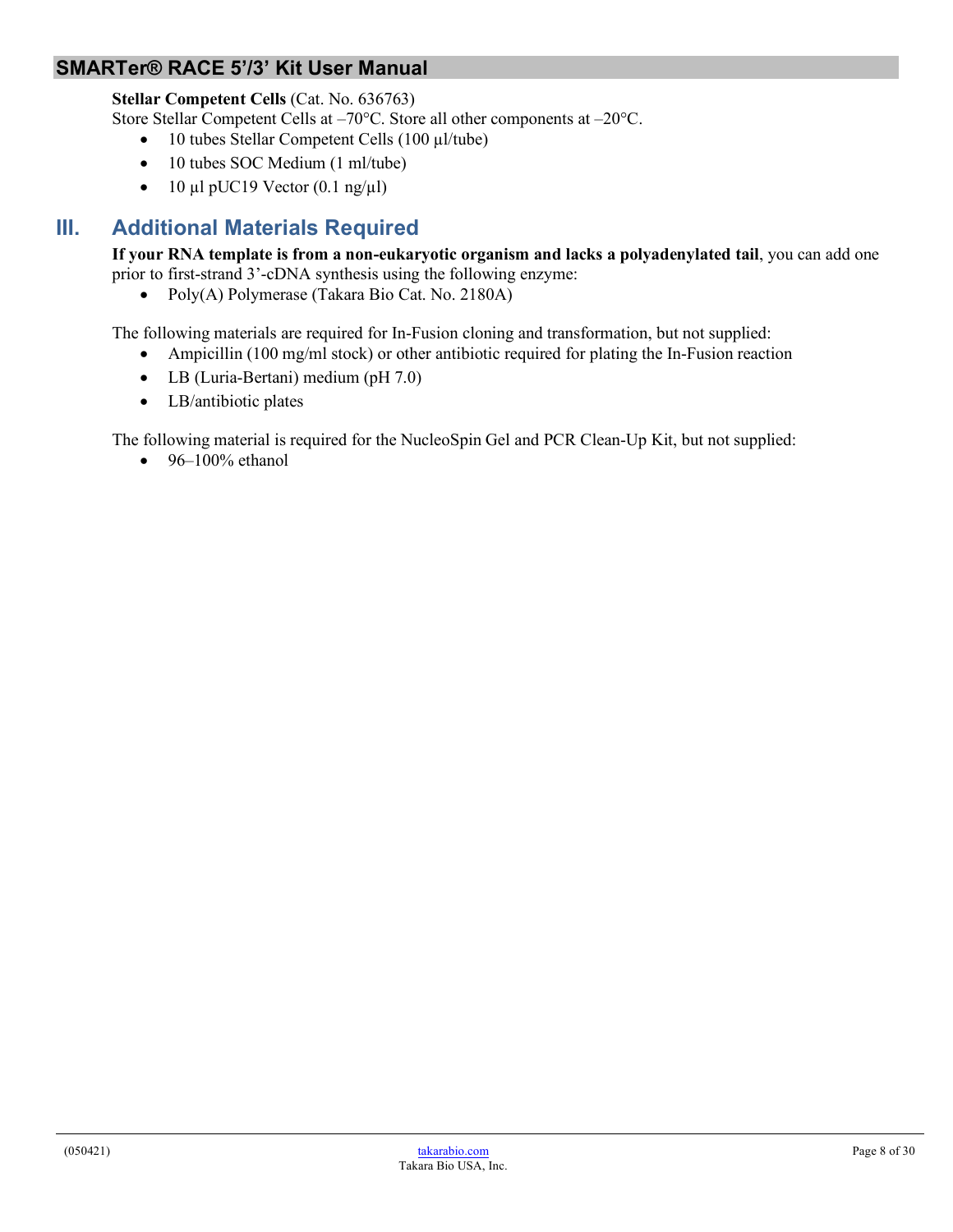**Stellar Competent Cells** (Cat. No. 636763)

Store Stellar Competent Cells at –70°C. Store all other components at –20°C.

- 10 tubes Stellar Competent Cells (100 µl/tube)
- 10 tubes SOC Medium (1 ml/tube)
- 10 µl pUC19 Vector (0.1 ng/µl)

## III. Additional Materials Required

**If your RNA template is from a non-eukaryotic organism and lacks a polyadenylated tail**, you can add one prior to first-strand 3'-cDNA synthesis using the following enzyme:

- Poly(A) Polymerase (Takara Bio Cat. No. 2180A)

The following materials are required for In-Fusion cloning and transformation, but not supplied:

- Ampicillin (100 mg/ml stock) or other antibiotic required for plating the In-Fusion reaction
- LB (Luria-Bertani) medium (pH 7.0)
- LB/antibiotic plates

The following material is required for the NucleoSpin Gel and PCR Clean-Up Kit, but not supplied:

- 96–100% ethanol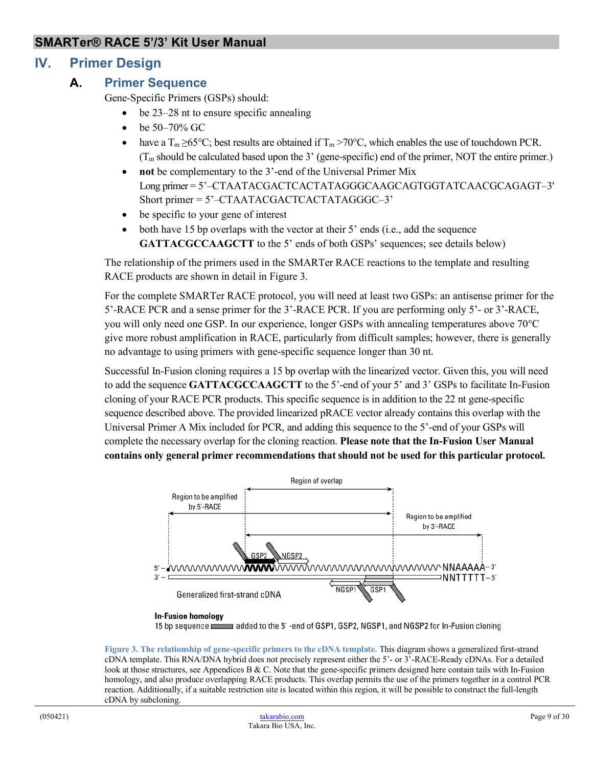## IV. Primer Design

### A. Primer Sequence

Gene-Specific Primers (GSPs) should:

- be 23–28 nt to ensure specific annealing
- be 50–70% GC
- have a $T_m$ ≥65°C; best results are obtained if $T_m$ >70°C, which enables the use of touchdown PCR. ($T_m$ should be calculated based upon the 3' (gene-specific) end of the primer, NOT the entire primer.)
- **not** be complementary to the 3'-end of the Universal Primer Mix
  Long primer = 5'–CTAATACGACTCACTATAGGGCAAGCAGTGGTATCAACGCAGAGT–3'
  Short primer = 5'–CTAATACGACTCACTATAGGGC–3'
- be specific to your gene of interest
- both have 15 bp overlaps with the vector at their 5' ends (i.e., add the sequence **GATTACGCCAAGCTT** to the 5' ends of both GSPs' sequences; see details below)

The relationship of the primers used in the SMARTer RACE reactions to the template and resulting RACE products are shown in detail in Figure 3.

For the complete SMARTer RACE protocol, you will need at least two GSPs: an antisense primer for the 5'-RACE PCR and a sense primer for the 3'-RACE PCR. If you are performing only 5'- or 3'-RACE, you will only need one GSP. In our experience, longer GSPs with annealing temperatures above 70°C give more robust amplification in RACE, particularly from difficult samples; however, there is generally no advantage to using primers with gene-specific sequence longer than 30 nt.

Successful In-Fusion cloning requires a 15 bp overlap with the linearized vector. Given this, you will need to add the sequence **GATTACGCCAAGCTT** to the 5'-end of your 5' and 3' GSPs to facilitate In-Fusion cloning of your RACE PCR products. This specific sequence is in addition to the 22 nt gene-specific sequence described above. The provided linearized pRACE vector already contains this overlap with the Universal Primer A Mix included for PCR, and adding this sequence to the 5'-end of your GSPs will complete the necessary overlap for the cloning reaction. **Please note that the In-Fusion User Manual contains only general primer recommendations that should not be used for this particular protocol.**

Region of overlap
Region to be amplified by 5'-RACE
Region to be amplified by 3'-RACE
GSP2
NGSP2
5' –
3' –
NNAAAAA – 3'
NNTTTTT – 5'
NGSP1
GSP1
Generalized first-strand cDNA
**In-Fusion homology**
15 bp sequence added to the 5' -end of GSP1, GSP2, NGSP1, and NGSP2 for In-Fusion cloning

**Figure 3. The relationship of gene-specific primers to the cDNA template.** This diagram shows a generalized first-strand cDNA template. This RNA/DNA hybrid does not precisely represent either the 5'- or 3'-RACE-Ready cDNAs. For a detailed look at those structures, see Appendices B & C. Note that the gene-specific primers designed here contain tails with In-Fusion homology, and also produce overlapping RACE products. This overlap permits the use of the primers together in a control PCR reaction. Additionally, if a suitable restriction site is located within this region, it will be possible to construct the full-length cDNA by subcloning.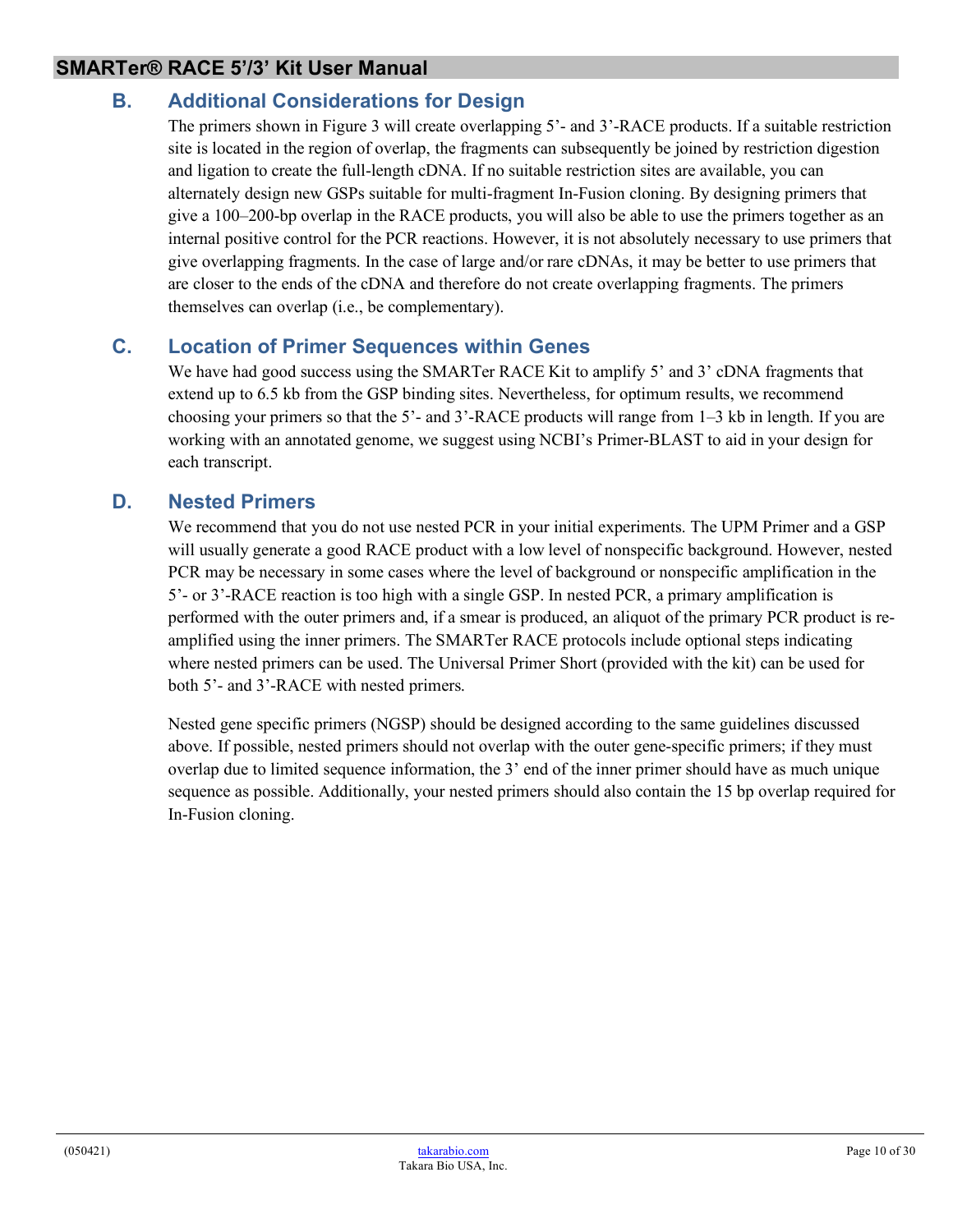## B. Additional Considerations for Design

The primers shown in Figure 3 will create overlapping 5'- and 3'-RACE products. If a suitable restriction site is located in the region of overlap, the fragments can subsequently be joined by restriction digestion and ligation to create the full-length cDNA. If no suitable restriction sites are available, you can alternately design new GSPs suitable for multi-fragment In-Fusion cloning. By designing primers that give a 100–200-bp overlap in the RACE products, you will also be able to use the primers together as an internal positive control for the PCR reactions. However, it is not absolutely necessary to use primers that give overlapping fragments. In the case of large and/or rare cDNAs, it may be better to use primers that are closer to the ends of the cDNA and therefore do not create overlapping fragments. The primers themselves can overlap (i.e., be complementary).

## C. Location of Primer Sequences within Genes

We have had good success using the SMARTer RACE Kit to amplify 5' and 3' cDNA fragments that extend up to 6.5 kb from the GSP binding sites. Nevertheless, for optimum results, we recommend choosing your primers so that the 5'- and 3'-RACE products will range from 1–3 kb in length. If you are working with an annotated genome, we suggest using NCBI's Primer-BLAST to aid in your design for each transcript.

## D. Nested Primers

We recommend that you do not use nested PCR in your initial experiments. The UPM Primer and a GSP will usually generate a good RACE product with a low level of nonspecific background. However, nested PCR may be necessary in some cases where the level of background or nonspecific amplification in the 5'- or 3'-RACE reaction is too high with a single GSP. In nested PCR, a primary amplification is performed with the outer primers and, if a smear is produced, an aliquot of the primary PCR product is re-amplified using the inner primers. The SMARTer RACE protocols include optional steps indicating where nested primers can be used. The Universal Primer Short (provided with the kit) can be used for both 5'- and 3'-RACE with nested primers.

Nested gene specific primers (NGSP) should be designed according to the same guidelines discussed above. If possible, nested primers should not overlap with the outer gene-specific primers; if they must overlap due to limited sequence information, the 3' end of the inner primer should have as much unique sequence as possible. Additionally, your nested primers should also contain the 15 bp overlap required for In-Fusion cloning.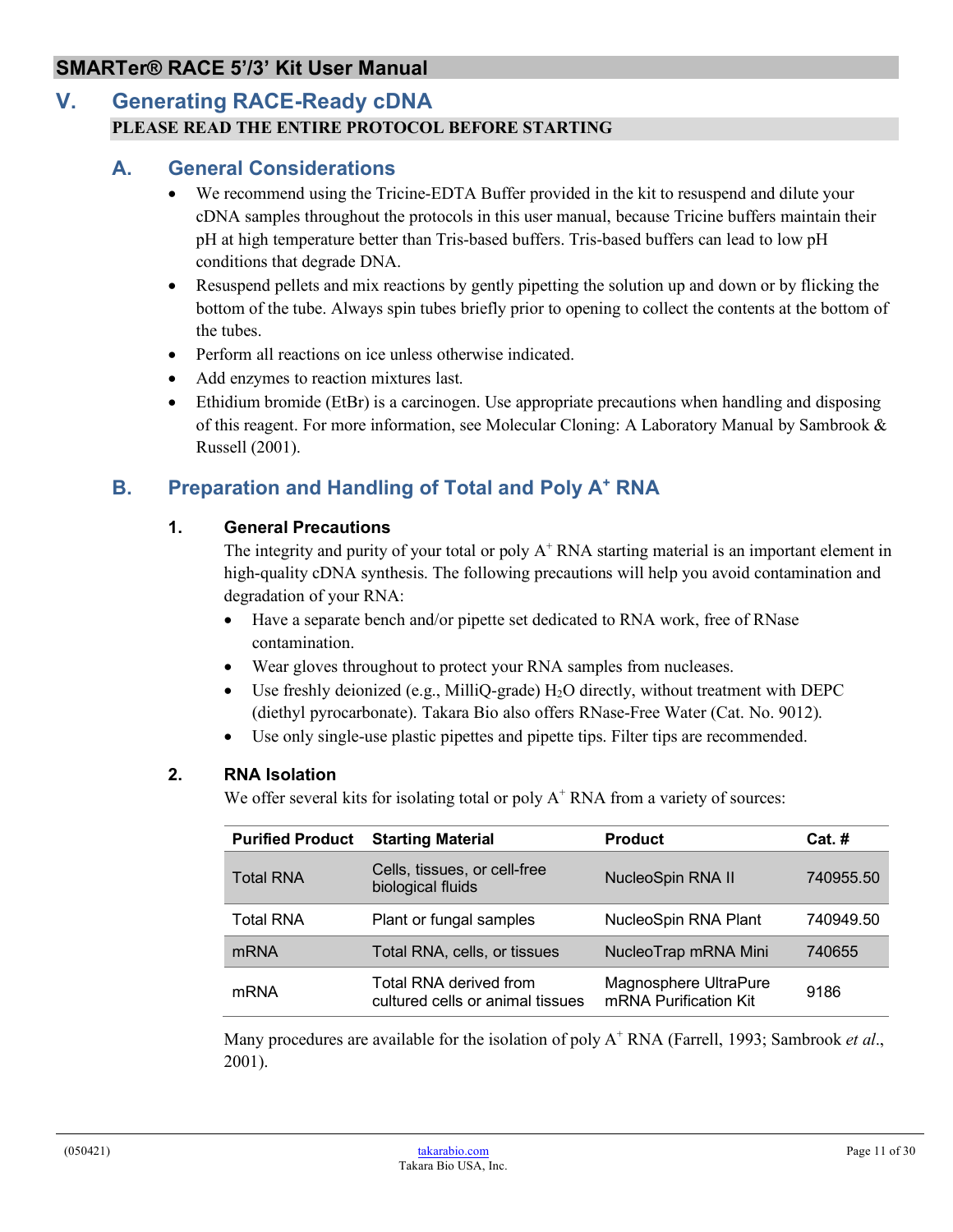# V. Generating RACE-Ready cDNA

**PLEASE READ THE ENTIRE PROTOCOL BEFORE STARTING**

## A. General Considerations

- We recommend using the Tricine-EDTA Buffer provided in the kit to resuspend and dilute your cDNA samples throughout the protocols in this user manual, because Tricine buffers maintain their pH at high temperature better than Tris-based buffers. Tris-based buffers can lead to low pH conditions that degrade DNA.
- Resuspend pellets and mix reactions by gently pipetting the solution up and down or by flicking the bottom of the tube. Always spin tubes briefly prior to opening to collect the contents at the bottom of the tubes.
- Perform all reactions on ice unless otherwise indicated.
- Add enzymes to reaction mixtures last.
- Ethidium bromide (EtBr) is a carcinogen. Use appropriate precautions when handling and disposing of this reagent. For more information, see Molecular Cloning: A Laboratory Manual by Sambrook & Russell (2001).

## B. Preparation and Handling of Total and Poly A$^+$ RNA

### 1. General Precautions

The integrity and purity of your total or poly A$^+$ RNA starting material is an important element in high-quality cDNA synthesis. The following precautions will help you avoid contamination and degradation of your RNA:

- Have a separate bench and/or pipette set dedicated to RNA work, free of RNase contamination.
- Wear gloves throughout to protect your RNA samples from nucleases.
- Use freshly deionized (e.g., MilliQ-grade) $H_2O$ directly, without treatment with DEPC (diethyl pyrocarbonate). Takara Bio also offers RNase-Free Water (Cat. No. 9012).
- Use only single-use plastic pipettes and pipette tips. Filter tips are recommended.

### 2. RNA Isolation

We offer several kits for isolating total or poly A$^+$ RNA from a variety of sources:

| Purified Product | Starting Material | Product | Cat. # |
|---|---|---|---|
| Total RNA | Cells, tissues, or cell-free biological fluids | NucleoSpin RNA II | 740955.50 |
| Total RNA | Plant or fungal samples | NucleoSpin RNA Plant | 740949.50 |
| mRNA | Total RNA, cells, or tissues | NucleoTrap mRNA Mini | 740655 |
| mRNA | Total RNA derived from cultured cells or animal tissues | Magnosphere UltraPure mRNA Purification Kit | 9186 |

Many procedures are available for the isolation of poly A$^+$ RNA (Farrell, 1993; Sambrook *et al*., 2001).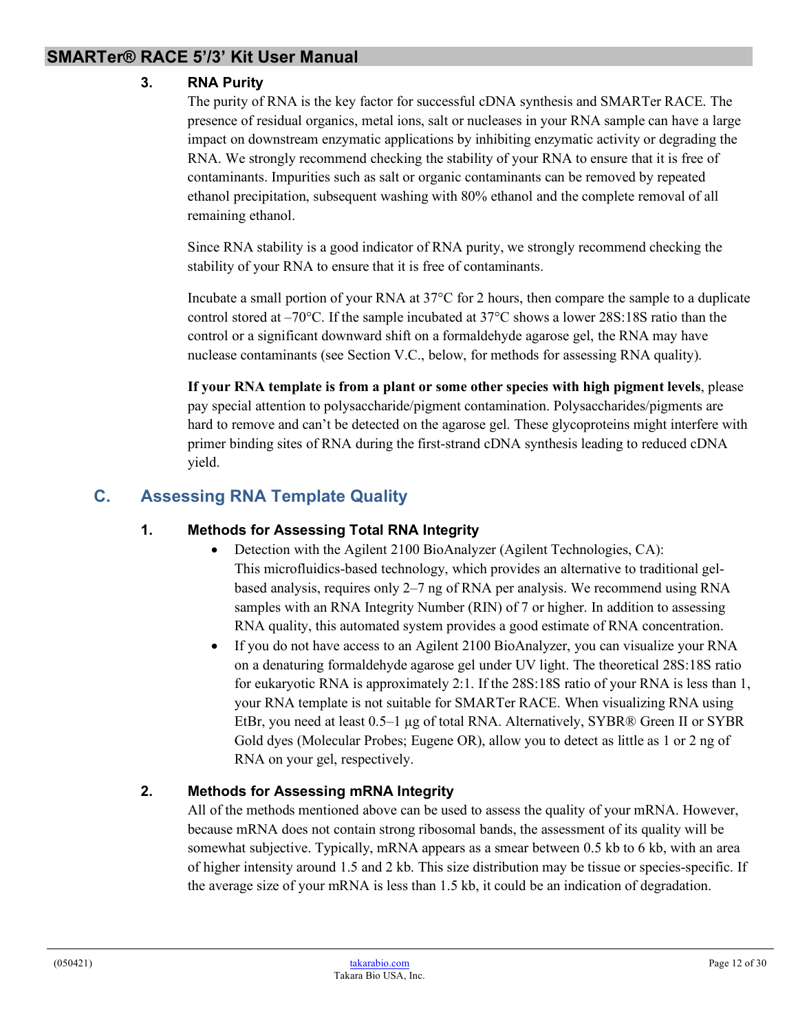### 3. RNA Purity

The purity of RNA is the key factor for successful cDNA synthesis and SMARTer RACE. The presence of residual organics, metal ions, salt or nucleases in your RNA sample can have a large impact on downstream enzymatic applications by inhibiting enzymatic activity or degrading the RNA. We strongly recommend checking the stability of your RNA to ensure that it is free of contaminants. Impurities such as salt or organic contaminants can be removed by repeated ethanol precipitation, subsequent washing with 80% ethanol and the complete removal of all remaining ethanol.

Since RNA stability is a good indicator of RNA purity, we strongly recommend checking the stability of your RNA to ensure that it is free of contaminants.

Incubate a small portion of your RNA at 37°C for 2 hours, then compare the sample to a duplicate control stored at –70°C. If the sample incubated at 37°C shows a lower 28S:18S ratio than the control or a significant downward shift on a formaldehyde agarose gel, the RNA may have nuclease contaminants (see Section V.C., below, for methods for assessing RNA quality).

**If your RNA template is from a plant or some other species with high pigment levels**, please pay special attention to polysaccharide/pigment contamination. Polysaccharides/pigments are hard to remove and can't be detected on the agarose gel. These glycoproteins might interfere with primer binding sites of RNA during the first-strand cDNA synthesis leading to reduced cDNA yield.

## C. Assessing RNA Template Quality

### 1. Methods for Assessing Total RNA Integrity

- Detection with the Agilent 2100 BioAnalyzer (Agilent Technologies, CA): This microfluidics-based technology, which provides an alternative to traditional gel-based analysis, requires only 2–7 ng of RNA per analysis. We recommend using RNA samples with an RNA Integrity Number (RIN) of 7 or higher. In addition to assessing RNA quality, this automated system provides a good estimate of RNA concentration.
- If you do not have access to an Agilent 2100 BioAnalyzer, you can visualize your RNA on a denaturing formaldehyde agarose gel under UV light. The theoretical 28S:18S ratio for eukaryotic RNA is approximately 2:1. If the 28S:18S ratio of your RNA is less than 1, your RNA template is not suitable for SMARTer RACE. When visualizing RNA using EtBr, you need at least 0.5–1 µg of total RNA. Alternatively, SYBR® Green II or SYBR Gold dyes (Molecular Probes; Eugene OR), allow you to detect as little as 1 or 2 ng of RNA on your gel, respectively.

### 2. Methods for Assessing mRNA Integrity

All of the methods mentioned above can be used to assess the quality of your mRNA. However, because mRNA does not contain strong ribosomal bands, the assessment of its quality will be somewhat subjective. Typically, mRNA appears as a smear between 0.5 kb to 6 kb, with an area of higher intensity around 1.5 and 2 kb. This size distribution may be tissue or species-specific. If the average size of your mRNA is less than 1.5 kb, it could be an indication of degradation.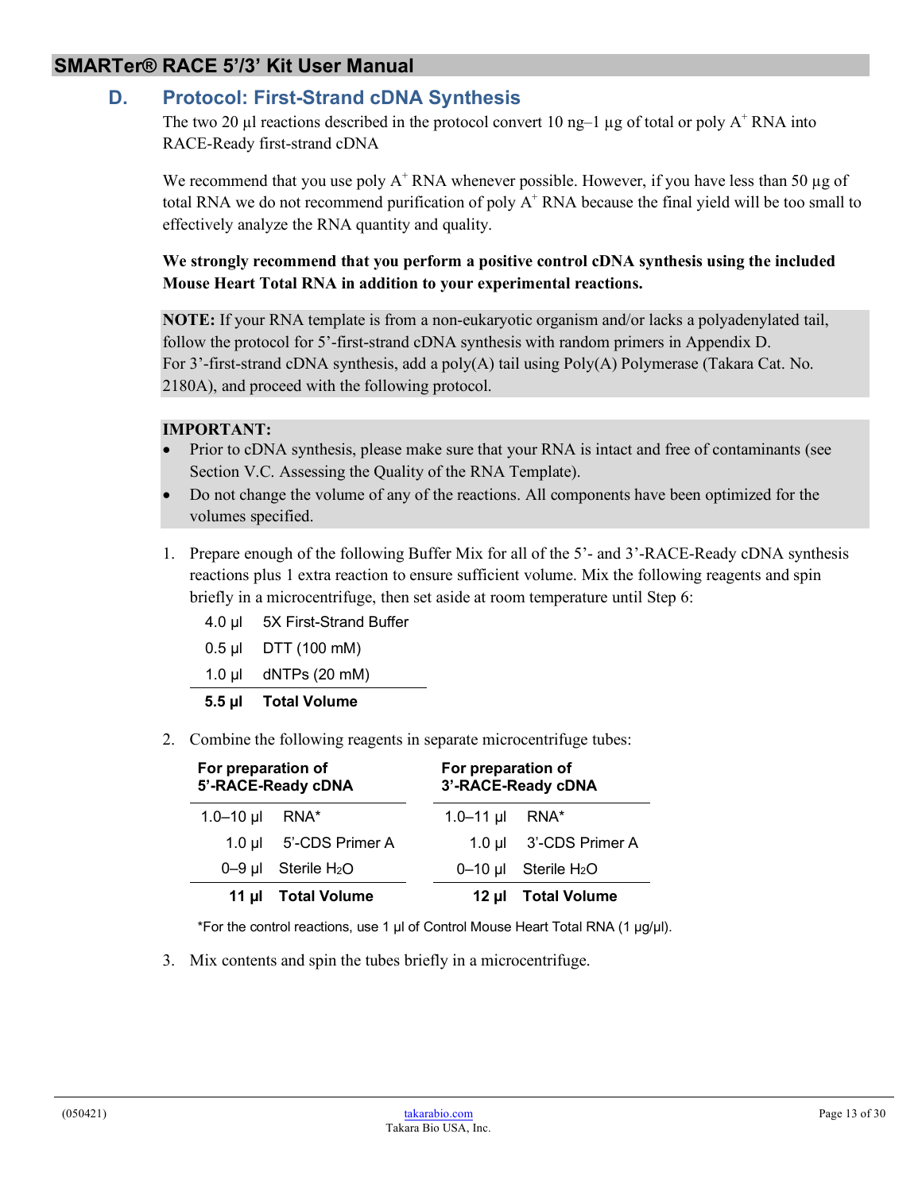## D. Protocol: First-Strand cDNA Synthesis

The two 20 µl reactions described in the protocol convert 10 ng–1 µg of total or poly $A^+$ RNA into RACE-Ready first-strand cDNA

We recommend that you use poly $A^+$ RNA whenever possible. However, if you have less than 50 µg of total RNA we do not recommend purification of poly $A^+$ RNA because the final yield will be too small to effectively analyze the RNA quantity and quality.

**We strongly recommend that you perform a positive control cDNA synthesis using the included Mouse Heart Total RNA in addition to your experimental reactions.**

**NOTE:** If your RNA template is from a non-eukaryotic organism and/or lacks a polyadenylated tail, follow the protocol for 5'-first-strand cDNA synthesis with random primers in Appendix D. For 3'-first-strand cDNA synthesis, add a poly(A) tail using Poly(A) Polymerase (Takara Cat. No. 2180A), and proceed with the following protocol.

**IMPORTANT:**

- Prior to cDNA synthesis, please make sure that your RNA is intact and free of contaminants (see Section V.C. Assessing the Quality of the RNA Template).
- Do not change the volume of any of the reactions. All components have been optimized for the volumes specified.

1. Prepare enough of the following Buffer Mix for all of the 5'- and 3'-RACE-Ready cDNA synthesis reactions plus 1 extra reaction to ensure sufficient volume. Mix the following reagents and spin briefly in a microcentrifuge, then set aside at room temperature until Step 6:

| | |
|---|---|
| 4.0 µl | 5X First-Strand Buffer |
| 0.5 µl | DTT (100 mM) |
| 1.0 µl | dNTPs (20 mM) |
| **5.5 µl** | **Total Volume** |

2. Combine the following reagents in separate microcentrifuge tubes:

| **For preparation of 5'-RACE-Ready cDNA** | | **For preparation of 3'-RACE-Ready cDNA** | |
|---|---|---|---|
| 1.0–10 µl | RNA* | 1.0–11 µl | RNA* |
| 1.0 µl | 5'-CDS Primer A | 1.0 µl | 3'-CDS Primer A |
| 0–9 µl | Sterile $H_2O$ | 0–10 µl | Sterile $H_2O$ |
| **11 µl** | **Total Volume** | **12 µl** | **Total Volume** |

*For the control reactions, use 1 µl of Control Mouse Heart Total RNA (1 µg/µl).

3. Mix contents and spin the tubes briefly in a microcentrifuge.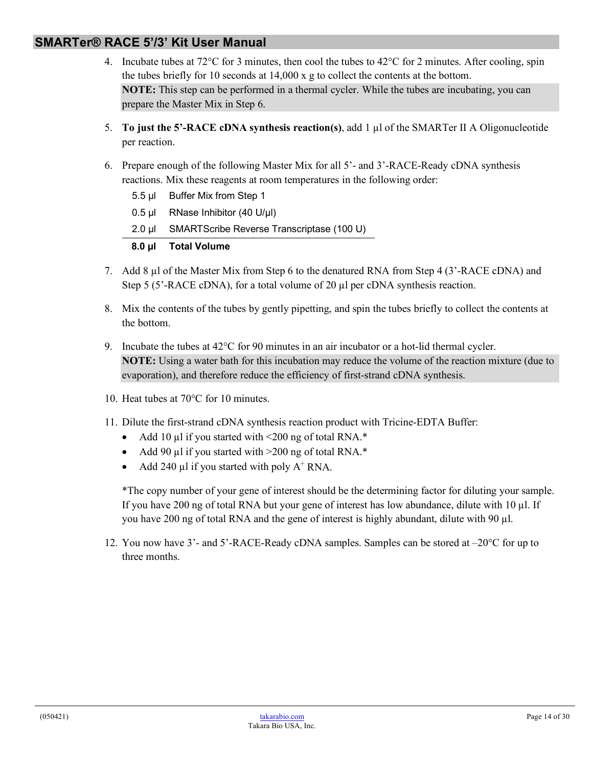4. Incubate tubes at 72°C for 3 minutes, then cool the tubes to 42°C for 2 minutes. After cooling, spin the tubes briefly for 10 seconds at 14,000 x g to collect the contents at the bottom.
   **NOTE:** This step can be performed in a thermal cycler. While the tubes are incubating, you can prepare the Master Mix in Step 6.

5. **To just the 5'-RACE cDNA synthesis reaction(s)**, add 1 µl of the SMARTer II A Oligonucleotide per reaction.

6. Prepare enough of the following Master Mix for all 5'- and 3'-RACE-Ready cDNA synthesis reactions. Mix these reagents at room temperatures in the following order:

| | |
|---|---|
| 5.5 µl | Buffer Mix from Step 1 |
| 0.5 µl | RNase Inhibitor (40 U/µl) |
| 2.0 µl | SMARTScribe Reverse Transcriptase (100 U) |
| **8.0 µl** | **Total Volume** |

7. Add 8 µl of the Master Mix from Step 6 to the denatured RNA from Step 4 (3'-RACE cDNA) and Step 5 (5'-RACE cDNA), for a total volume of 20 µl per cDNA synthesis reaction.

8. Mix the contents of the tubes by gently pipetting, and spin the tubes briefly to collect the contents at the bottom.

9. Incubate the tubes at 42°C for 90 minutes in an air incubator or a hot-lid thermal cycler.
   **NOTE:** Using a water bath for this incubation may reduce the volume of the reaction mixture (due to evaporation), and therefore reduce the efficiency of first-strand cDNA synthesis.

10. Heat tubes at 70°C for 10 minutes.

11. Dilute the first-strand cDNA synthesis reaction product with Tricine-EDTA Buffer:
    - Add 10 µl if you started with <200 ng of total RNA.*
    - Add 90 µl if you started with >200 ng of total RNA.*
    - Add 240 µl if you started with poly $A^+$ RNA.

    *The copy number of your gene of interest should be the determining factor for diluting your sample. If you have 200 ng of total RNA but your gene of interest has low abundance, dilute with 10 µl. If you have 200 ng of total RNA and the gene of interest is highly abundant, dilute with 90 µl.

12. You now have 3'- and 5'-RACE-Ready cDNA samples. Samples can be stored at –20°C for up to three months.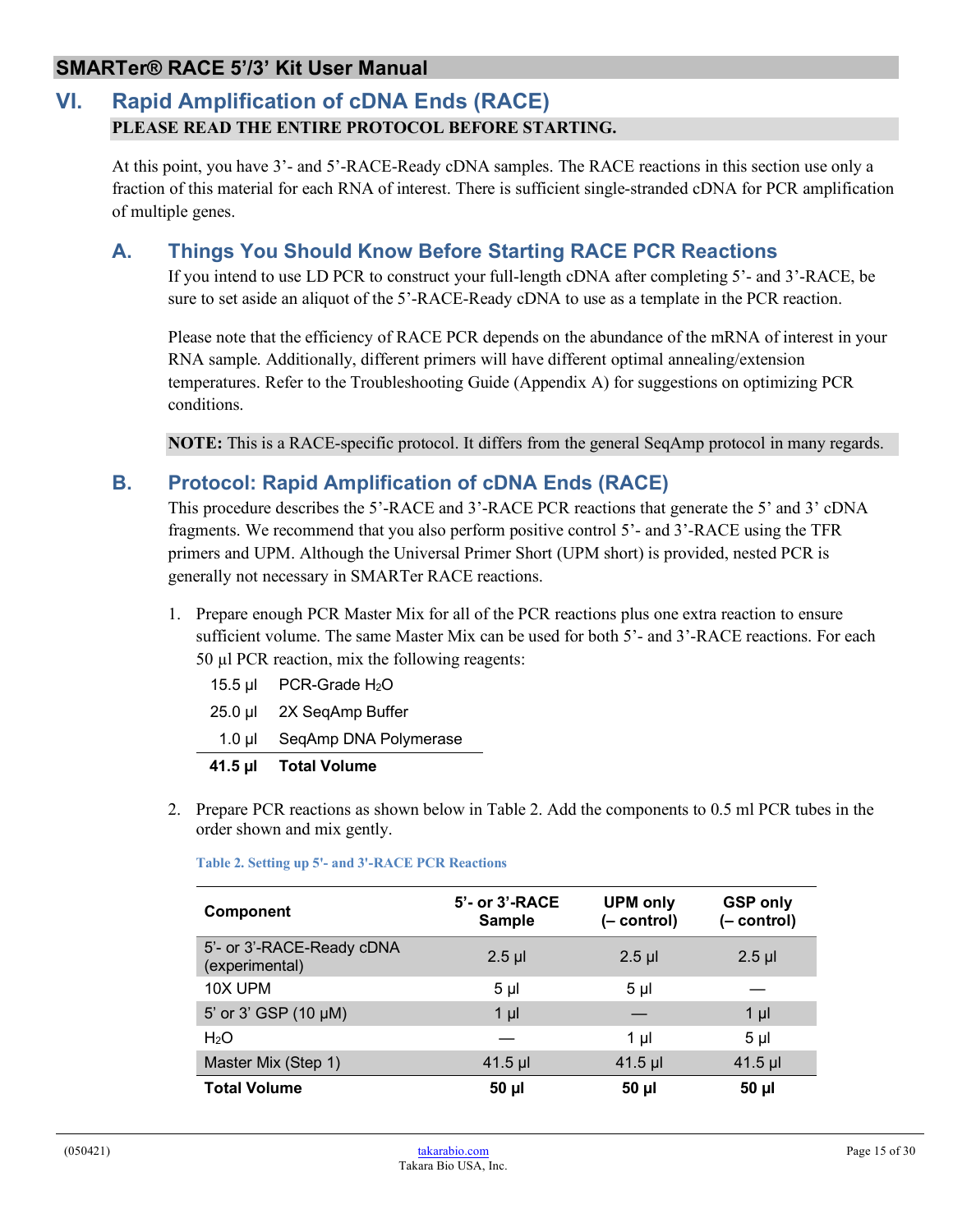# VI. Rapid Amplification of cDNA Ends (RACE)

**PLEASE READ THE ENTIRE PROTOCOL BEFORE STARTING.**

At this point, you have 3'- and 5'-RACE-Ready cDNA samples. The RACE reactions in this section use only a fraction of this material for each RNA of interest. There is sufficient single-stranded cDNA for PCR amplification of multiple genes.

## A. Things You Should Know Before Starting RACE PCR Reactions

If you intend to use LD PCR to construct your full-length cDNA after completing 5'- and 3'-RACE, be sure to set aside an aliquot of the 5'-RACE-Ready cDNA to use as a template in the PCR reaction.

Please note that the efficiency of RACE PCR depends on the abundance of the mRNA of interest in your RNA sample. Additionally, different primers will have different optimal annealing/extension temperatures. Refer to the Troubleshooting Guide (Appendix A) for suggestions on optimizing PCR conditions.

**NOTE:** This is a RACE-specific protocol. It differs from the general SeqAmp protocol in many regards.

## B. Protocol: Rapid Amplification of cDNA Ends (RACE)

This procedure describes the 5'-RACE and 3'-RACE PCR reactions that generate the 5' and 3' cDNA fragments. We recommend that you also perform positive control 5'- and 3'-RACE using the TFR primers and UPM. Although the Universal Primer Short (UPM short) is provided, nested PCR is generally not necessary in SMARTer RACE reactions.

1. Prepare enough PCR Master Mix for all of the PCR reactions plus one extra reaction to ensure sufficient volume. The same Master Mix can be used for both 5'- and 3'-RACE reactions. For each 50 µl PCR reaction, mix the following reagents:

| | |
|---|---|
| 15.5 µl | PCR-Grade $H_2O$ |
| 25.0 µl | 2X SeqAmp Buffer |
| 1.0 µl | SeqAmp DNA Polymerase |
| **41.5 µl** | **Total Volume** |

2. Prepare PCR reactions as shown below in Table 2. Add the components to 0.5 ml PCR tubes in the order shown and mix gently.

**Table 2. Setting up 5'- and 3'-RACE PCR Reactions**

| Component | 5'- or 3'-RACE Sample | UPM only (– control) | GSP only (– control) |
|---|---|---|---|
| 5'- or 3'-RACE-Ready cDNA (experimental) | 2.5 µl | 2.5 µl | 2.5 µl |
| 10X UPM | 5 µl | 5 µl | — |
| 5' or 3' GSP (10 µM) | 1 µl | — | 1 µl |
| $H_2O$ | — | 1 µl | 5 µl |
| Master Mix (Step 1) | 41.5 µl | 41.5 µl | 41.5 µl |
| **Total Volume** | **50 µl** | **50 µl** | **50 µl** |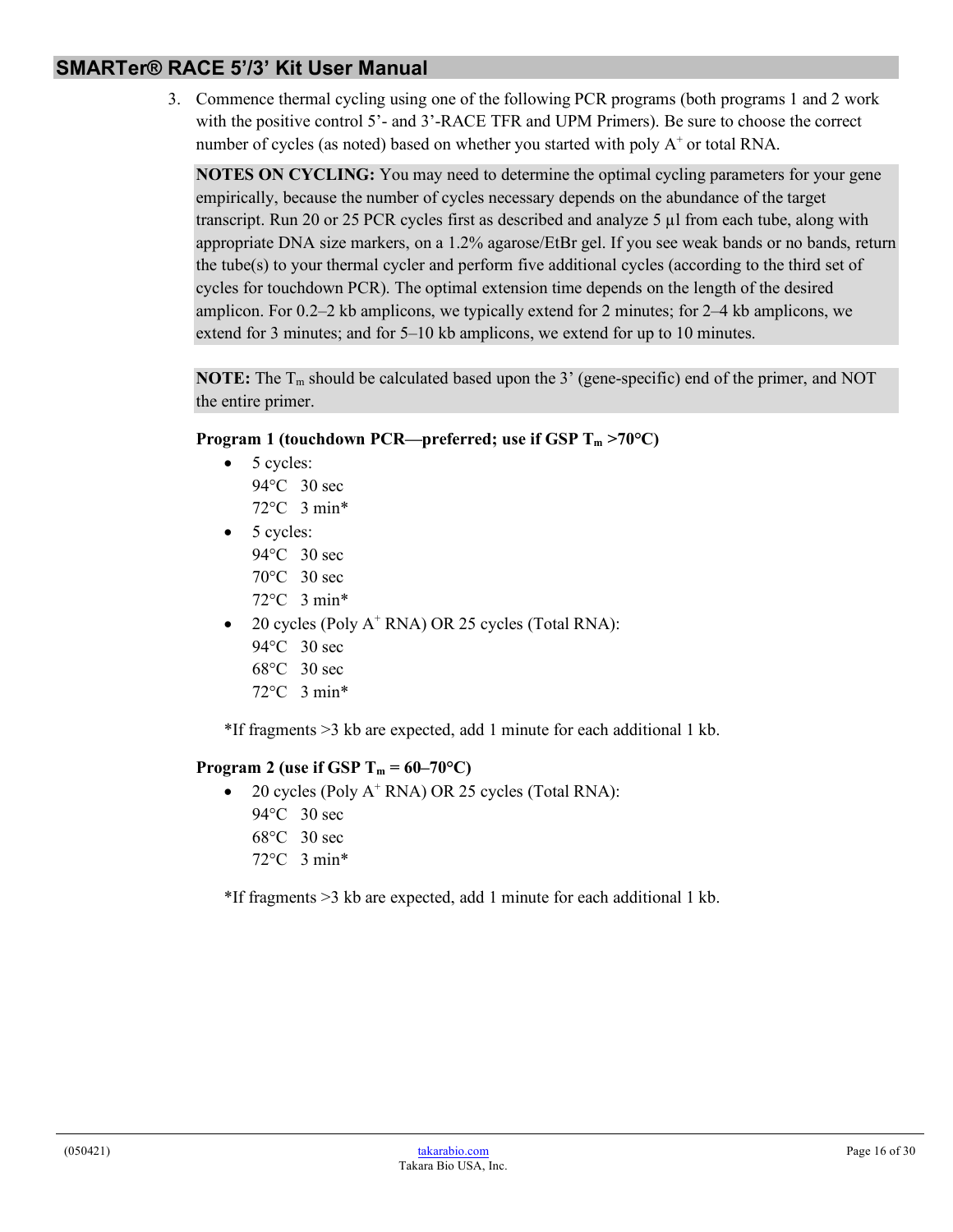3. Commence thermal cycling using one of the following PCR programs (both programs 1 and 2 work with the positive control 5'- and 3'-RACE TFR and UPM Primers). Be sure to choose the correct number of cycles (as noted) based on whether you started with poly A$^+$ or total RNA.

   **NOTES ON CYCLING:** You may need to determine the optimal cycling parameters for your gene empirically, because the number of cycles necessary depends on the abundance of the target transcript. Run 20 or 25 PCR cycles first as described and analyze 5 µl from each tube, along with appropriate DNA size markers, on a 1.2% agarose/EtBr gel. If you see weak bands or no bands, return the tube(s) to your thermal cycler and perform five additional cycles (according to the third set of cycles for touchdown PCR). The optimal extension time depends on the length of the desired amplicon. For 0.2–2 kb amplicons, we typically extend for 2 minutes; for 2–4 kb amplicons, we extend for 3 minutes; and for 5–10 kb amplicons, we extend for up to 10 minutes.

   **NOTE:** The $T_m$ should be calculated based upon the 3' (gene-specific) end of the primer, and NOT the entire primer.

   **Program 1 (touchdown PCR—preferred; use if GSP $T_m$ >70°C)**

   - 5 cycles:
     94°C 30 sec
     72°C 3 min*
   - 5 cycles:
     94°C 30 sec
     70°C 30 sec
     72°C 3 min*
   - 20 cycles (Poly A$^+$ RNA) OR 25 cycles (Total RNA):
     94°C 30 sec
     68°C 30 sec
     72°C 3 min*

   *If fragments >3 kb are expected, add 1 minute for each additional 1 kb.

   **Program 2 (use if GSP $T_m$ = 60–70°C)**

   - 20 cycles (Poly A$^+$ RNA) OR 25 cycles (Total RNA):
     94°C 30 sec
     68°C 30 sec
     72°C 3 min*

   *If fragments >3 kb are expected, add 1 minute for each additional 1 kb.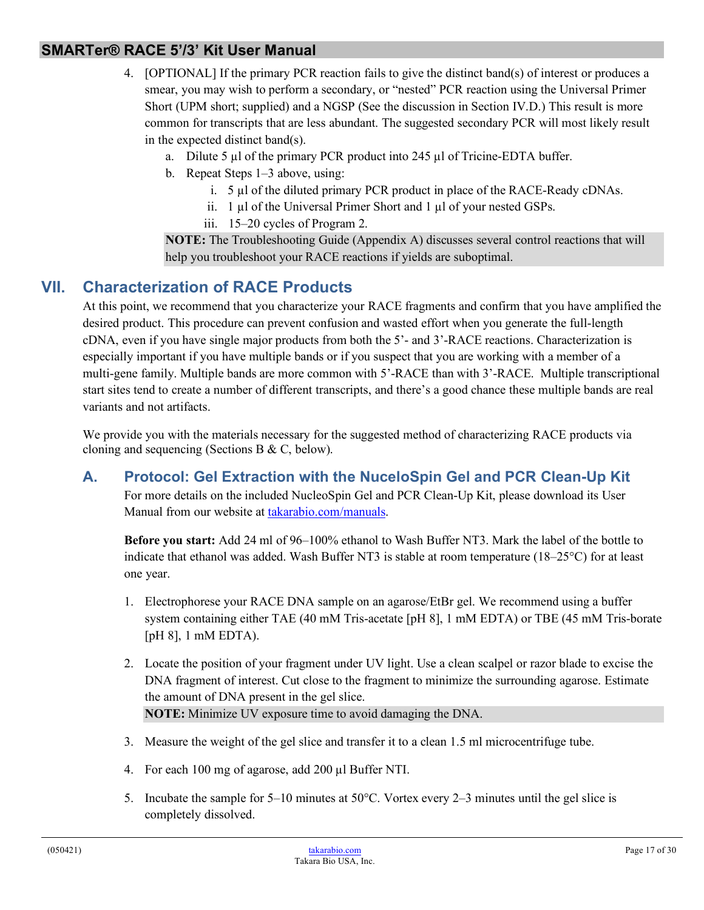4. [OPTIONAL] If the primary PCR reaction fails to give the distinct band(s) of interest or produces a smear, you may wish to perform a secondary, or "nested" PCR reaction using the Universal Primer Short (UPM short; supplied) and a NGSP (See the discussion in Section IV.D.) This result is more common for transcripts that are less abundant. The suggested secondary PCR will most likely result in the expected distinct band(s).
   a. Dilute 5 µl of the primary PCR product into 245 µl of Tricine-EDTA buffer.
   b. Repeat Steps 1–3 above, using:
      i. 5 µl of the diluted primary PCR product in place of the RACE-Ready cDNAs.
      ii. 1 µl of the Universal Primer Short and 1 µl of your nested GSPs.
      iii. 15–20 cycles of Program 2.

   **NOTE:** The Troubleshooting Guide (Appendix A) discusses several control reactions that will help you troubleshoot your RACE reactions if yields are suboptimal.

# VII. Characterization of RACE Products

At this point, we recommend that you characterize your RACE fragments and confirm that you have amplified the desired product. This procedure can prevent confusion and wasted effort when you generate the full-length cDNA, even if you have single major products from both the 5'- and 3'-RACE reactions. Characterization is especially important if you have multiple bands or if you suspect that you are working with a member of a multi-gene family. Multiple bands are more common with 5'-RACE than with 3'-RACE. Multiple transcriptional start sites tend to create a number of different transcripts, and there's a good chance these multiple bands are real variants and not artifacts.

We provide you with the materials necessary for the suggested method of characterizing RACE products via cloning and sequencing (Sections B & C, below).

## A. Protocol: Gel Extraction with the NuceloSpin Gel and PCR Clean-Up Kit

For more details on the included NucleoSpin Gel and PCR Clean-Up Kit, please download its User Manual from our website at takarabio.com/manuals.

**Before you start:** Add 24 ml of 96–100% ethanol to Wash Buffer NT3. Mark the label of the bottle to indicate that ethanol was added. Wash Buffer NT3 is stable at room temperature (18–25°C) for at least one year.

1. Electrophorese your RACE DNA sample on an agarose/EtBr gel. We recommend using a buffer system containing either TAE (40 mM Tris-acetate [pH 8], 1 mM EDTA) or TBE (45 mM Tris-borate [pH 8], 1 mM EDTA).

2. Locate the position of your fragment under UV light. Use a clean scalpel or razor blade to excise the DNA fragment of interest. Cut close to the fragment to minimize the surrounding agarose. Estimate the amount of DNA present in the gel slice.

   **NOTE:** Minimize UV exposure time to avoid damaging the DNA.

3. Measure the weight of the gel slice and transfer it to a clean 1.5 ml microcentrifuge tube.

4. For each 100 mg of agarose, add 200 µl Buffer NTI.

5. Incubate the sample for 5–10 minutes at 50°C. Vortex every 2–3 minutes until the gel slice is completely dissolved.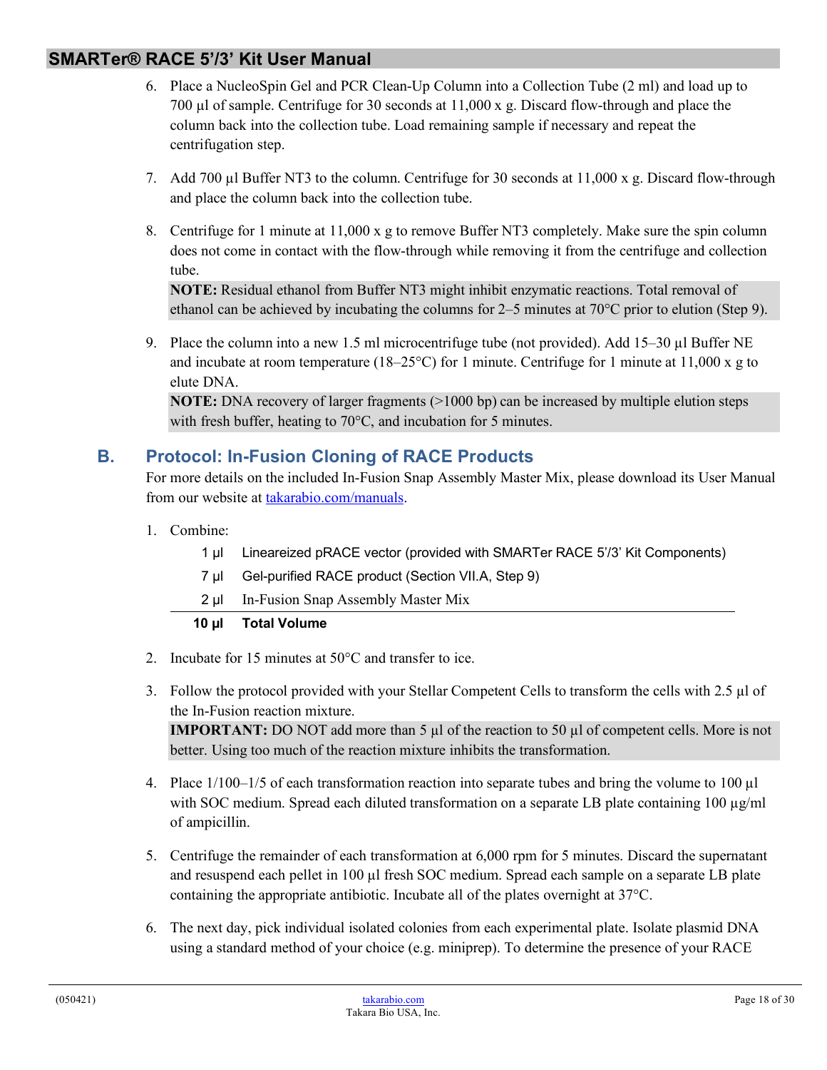6. Place a NucleoSpin Gel and PCR Clean-Up Column into a Collection Tube (2 ml) and load up to 700 µl of sample. Centrifuge for 30 seconds at 11,000 x g. Discard flow-through and place the column back into the collection tube. Load remaining sample if necessary and repeat the centrifugation step.

7. Add 700 µl Buffer NT3 to the column. Centrifuge for 30 seconds at 11,000 x g. Discard flow-through and place the column back into the collection tube.

8. Centrifuge for 1 minute at 11,000 x g to remove Buffer NT3 completely. Make sure the spin column does not come in contact with the flow-through while removing it from the centrifuge and collection tube.

   **NOTE:** Residual ethanol from Buffer NT3 might inhibit enzymatic reactions. Total removal of ethanol can be achieved by incubating the columns for 2–5 minutes at 70°C prior to elution (Step 9).

9. Place the column into a new 1.5 ml microcentrifuge tube (not provided). Add 15–30 µl Buffer NE and incubate at room temperature (18–25°C) for 1 minute. Centrifuge for 1 minute at 11,000 x g to elute DNA.

   **NOTE:** DNA recovery of larger fragments (>1000 bp) can be increased by multiple elution steps with fresh buffer, heating to 70°C, and incubation for 5 minutes.

## B. Protocol: In-Fusion Cloning of RACE Products

For more details on the included In-Fusion Snap Assembly Master Mix, please download its User Manual from our website at takarabio.com/manuals.

1. Combine:

| | |
|---|---|
| 1 µl | Lineareized pRACE vector (provided with SMARTer RACE 5'/3' Kit Components) |
| 7 µl | Gel-purified RACE product (Section VII.A, Step 9) |
| 2 µl | In-Fusion Snap Assembly Master Mix |
| **10 µl** | **Total Volume** |

2. Incubate for 15 minutes at 50°C and transfer to ice.

3. Follow the protocol provided with your Stellar Competent Cells to transform the cells with 2.5 µl of the In-Fusion reaction mixture.

   **IMPORTANT:** DO NOT add more than 5 µl of the reaction to 50 µl of competent cells. More is not better. Using too much of the reaction mixture inhibits the transformation.

4. Place 1/100–1/5 of each transformation reaction into separate tubes and bring the volume to 100 µl with SOC medium. Spread each diluted transformation on a separate LB plate containing 100 µg/ml of ampicillin.

5. Centrifuge the remainder of each transformation at 6,000 rpm for 5 minutes. Discard the supernatant and resuspend each pellet in 100 µl fresh SOC medium. Spread each sample on a separate LB plate containing the appropriate antibiotic. Incubate all of the plates overnight at 37°C.

6. The next day, pick individual isolated colonies from each experimental plate. Isolate plasmid DNA using a standard method of your choice (e.g. miniprep). To determine the presence of your RACE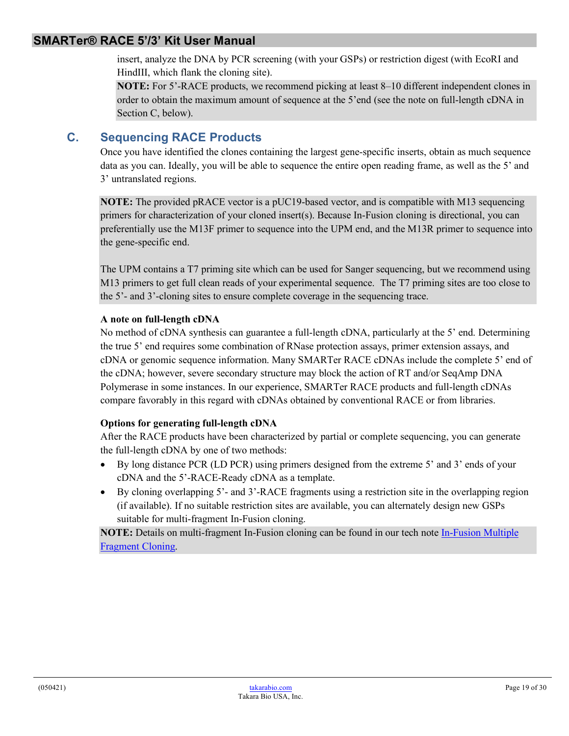insert, analyze the DNA by PCR screening (with your GSPs) or restriction digest (with EcoRI and HindIII, which flank the cloning site).

**NOTE:** For 5'-RACE products, we recommend picking at least 8–10 different independent clones in order to obtain the maximum amount of sequence at the 5'end (see the note on full-length cDNA in Section C, below).

## C. Sequencing RACE Products

Once you have identified the clones containing the largest gene-specific inserts, obtain as much sequence data as you can. Ideally, you will be able to sequence the entire open reading frame, as well as the 5' and 3' untranslated regions.

**NOTE:** The provided pRACE vector is a pUC19-based vector, and is compatible with M13 sequencing primers for characterization of your cloned insert(s). Because In-Fusion cloning is directional, you can preferentially use the M13F primer to sequence into the UPM end, and the M13R primer to sequence into the gene-specific end.

The UPM contains a T7 priming site which can be used for Sanger sequencing, but we recommend using M13 primers to get full clean reads of your experimental sequence. The T7 priming sites are too close to the 5'- and 3'-cloning sites to ensure complete coverage in the sequencing trace.

**A note on full-length cDNA**

No method of cDNA synthesis can guarantee a full-length cDNA, particularly at the 5' end. Determining the true 5' end requires some combination of RNase protection assays, primer extension assays, and cDNA or genomic sequence information. Many SMARTer RACE cDNAs include the complete 5' end of the cDNA; however, severe secondary structure may block the action of RT and/or SeqAmp DNA Polymerase in some instances. In our experience, SMARTer RACE products and full-length cDNAs compare favorably in this regard with cDNAs obtained by conventional RACE or from libraries.

**Options for generating full-length cDNA**

After the RACE products have been characterized by partial or complete sequencing, you can generate the full-length cDNA by one of two methods:

- By long distance PCR (LD PCR) using primers designed from the extreme 5' and 3' ends of your cDNA and the 5'-RACE-Ready cDNA as a template.
- By cloning overlapping 5'- and 3'-RACE fragments using a restriction site in the overlapping region (if available). If no suitable restriction sites are available, you can alternately design new GSPs suitable for multi-fragment In-Fusion cloning.

**NOTE:** Details on multi-fragment In-Fusion cloning can be found in our tech note In-Fusion Multiple Fragment Cloning.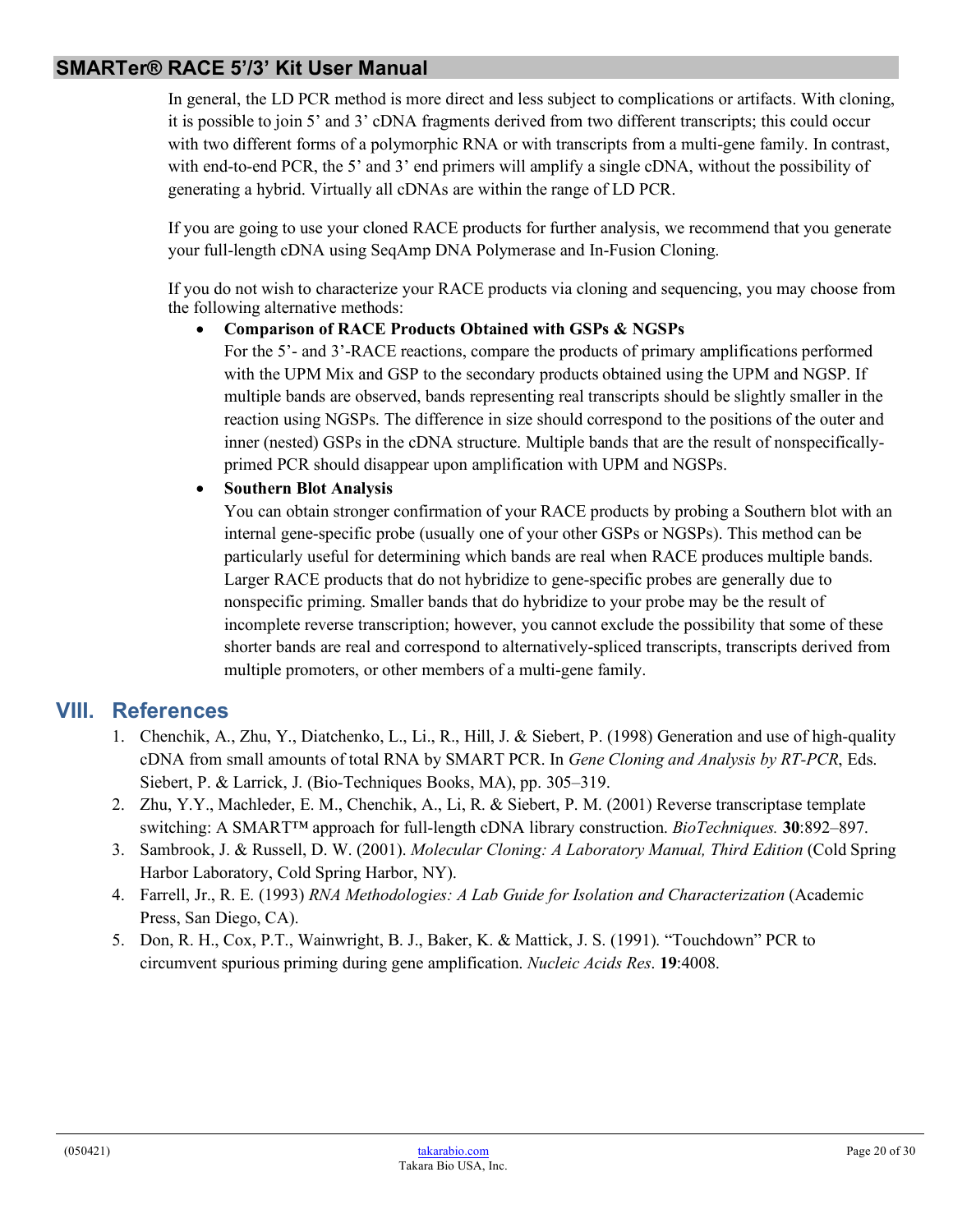In general, the LD PCR method is more direct and less subject to complications or artifacts. With cloning, it is possible to join 5' and 3' cDNA fragments derived from two different transcripts; this could occur with two different forms of a polymorphic RNA or with transcripts from a multi-gene family. In contrast, with end-to-end PCR, the 5' and 3' end primers will amplify a single cDNA, without the possibility of generating a hybrid. Virtually all cDNAs are within the range of LD PCR.

If you are going to use your cloned RACE products for further analysis, we recommend that you generate your full-length cDNA using SeqAmp DNA Polymerase and In-Fusion Cloning.

If you do not wish to characterize your RACE products via cloning and sequencing, you may choose from the following alternative methods:

- **Comparison of RACE Products Obtained with GSPs & NGSPs**
  For the 5'- and 3'-RACE reactions, compare the products of primary amplifications performed with the UPM Mix and GSP to the secondary products obtained using the UPM and NGSP. If multiple bands are observed, bands representing real transcripts should be slightly smaller in the reaction using NGSPs. The difference in size should correspond to the positions of the outer and inner (nested) GSPs in the cDNA structure. Multiple bands that are the result of nonspecifically-primed PCR should disappear upon amplification with UPM and NGSPs.
- **Southern Blot Analysis**
  You can obtain stronger confirmation of your RACE products by probing a Southern blot with an internal gene-specific probe (usually one of your other GSPs or NGSPs). This method can be particularly useful for determining which bands are real when RACE produces multiple bands. Larger RACE products that do not hybridize to gene-specific probes are generally due to nonspecific priming. Smaller bands that do hybridize to your probe may be the result of incomplete reverse transcription; however, you cannot exclude the possibility that some of these shorter bands are real and correspond to alternatively-spliced transcripts, transcripts derived from multiple promoters, or other members of a multi-gene family.

## VIII. References

1. Chenchik, A., Zhu, Y., Diatchenko, L., Li., R., Hill, J. & Siebert, P. (1998) Generation and use of high-quality cDNA from small amounts of total RNA by SMART PCR. In *Gene Cloning and Analysis by RT-PCR*, Eds. Siebert, P. & Larrick, J. (Bio-Techniques Books, MA), pp. 305–319.
2. Zhu, Y.Y., Machleder, E. M., Chenchik, A., Li, R. & Siebert, P. M. (2001) Reverse transcriptase template switching: A SMART™ approach for full-length cDNA library construction. *BioTechniques.* **30**:892–897.
3. Sambrook, J. & Russell, D. W. (2001). *Molecular Cloning: A Laboratory Manual, Third Edition* (Cold Spring Harbor Laboratory, Cold Spring Harbor, NY).
4. Farrell, Jr., R. E. (1993) *RNA Methodologies: A Lab Guide for Isolation and Characterization* (Academic Press, San Diego, CA).
5. Don, R. H., Cox, P.T., Wainwright, B. J., Baker, K. & Mattick, J. S. (1991). "Touchdown" PCR to circumvent spurious priming during gene amplification. *Nucleic Acids Res*. **19**:4008.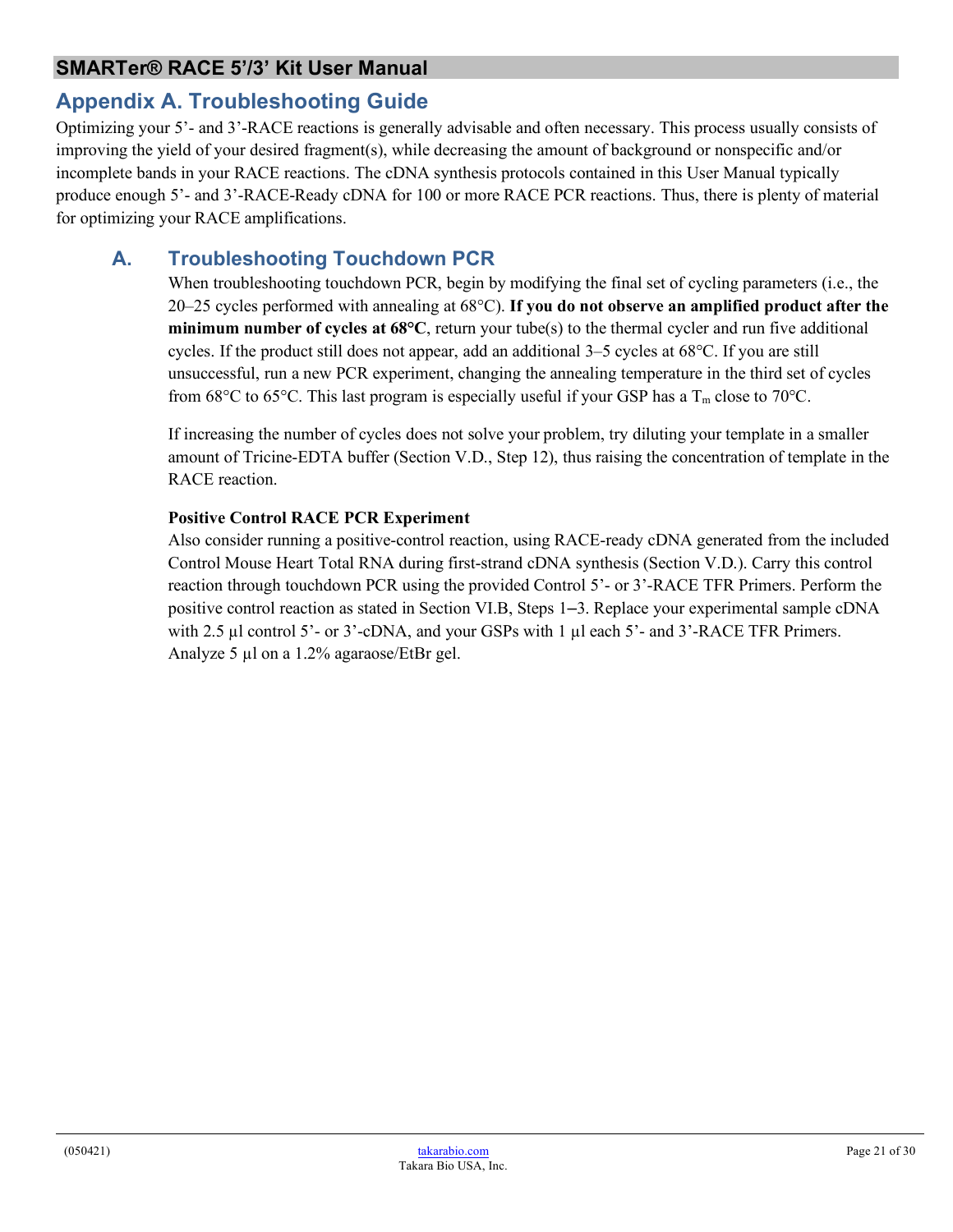# Appendix A. Troubleshooting Guide

Optimizing your 5'- and 3'-RACE reactions is generally advisable and often necessary. This process usually consists of improving the yield of your desired fragment(s), while decreasing the amount of background or nonspecific and/or incomplete bands in your RACE reactions. The cDNA synthesis protocols contained in this User Manual typically produce enough 5'- and 3'-RACE-Ready cDNA for 100 or more RACE PCR reactions. Thus, there is plenty of material for optimizing your RACE amplifications.

## A. Troubleshooting Touchdown PCR

When troubleshooting touchdown PCR, begin by modifying the final set of cycling parameters (i.e., the 20–25 cycles performed with annealing at 68°C). **If you do not observe an amplified product after the minimum number of cycles at 68°C**, return your tube(s) to the thermal cycler and run five additional cycles. If the product still does not appear, add an additional 3–5 cycles at 68°C. If you are still unsuccessful, run a new PCR experiment, changing the annealing temperature in the third set of cycles from 68°C to 65°C. This last program is especially useful if your GSP has a $T_m$ close to 70°C.

If increasing the number of cycles does not solve your problem, try diluting your template in a smaller amount of Tricine-EDTA buffer (Section V.D., Step 12), thus raising the concentration of template in the RACE reaction.

**Positive Control RACE PCR Experiment**

Also consider running a positive-control reaction, using RACE-ready cDNA generated from the included Control Mouse Heart Total RNA during first-strand cDNA synthesis (Section V.D.). Carry this control reaction through touchdown PCR using the provided Control 5'- or 3'-RACE TFR Primers. Perform the positive control reaction as stated in Section VI.B, Steps 1–3. Replace your experimental sample cDNA with 2.5 µl control 5'- or 3'-cDNA, and your GSPs with 1 µl each 5'- and 3'-RACE TFR Primers. Analyze 5 µl on a 1.2% agaraose/EtBr gel.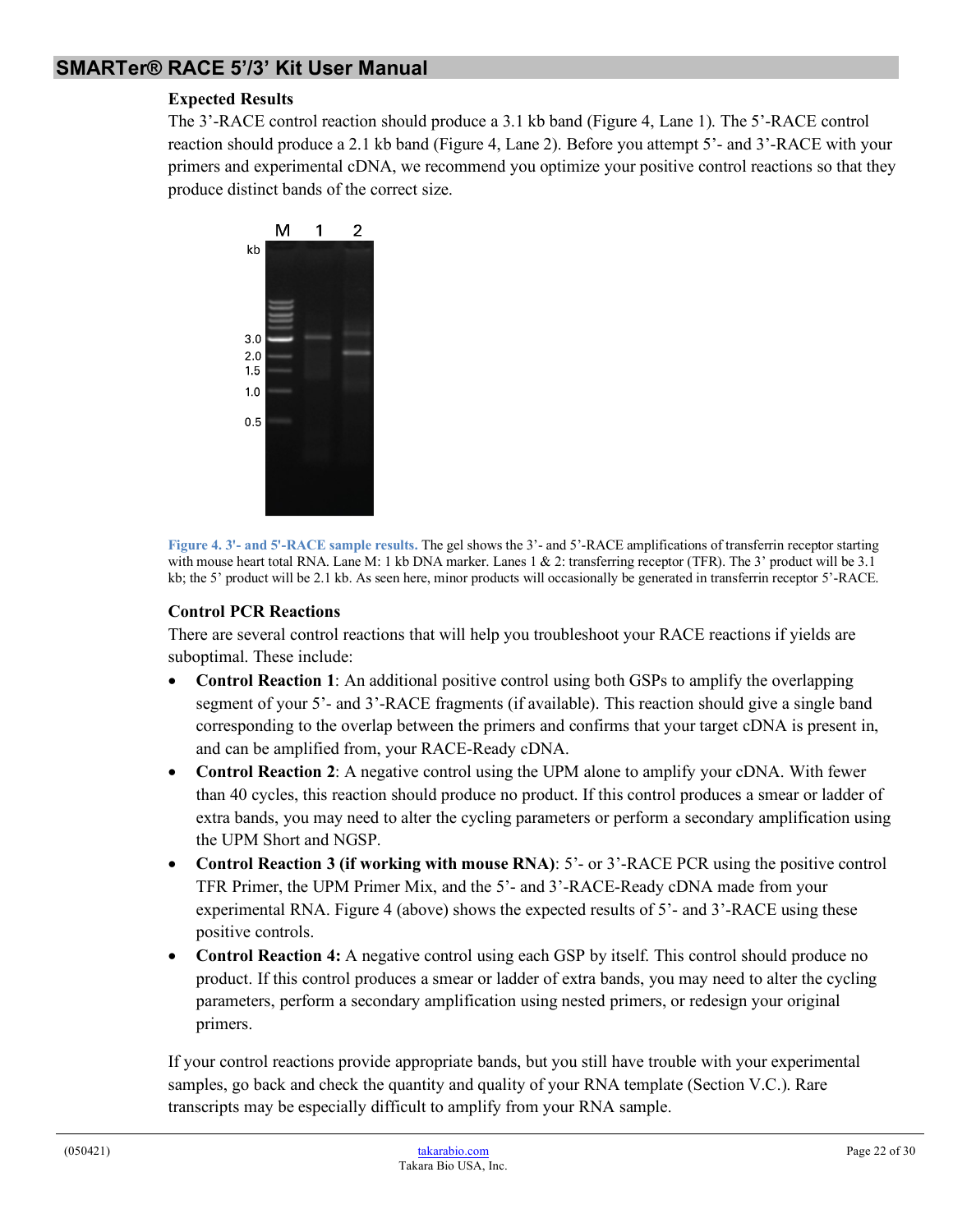**Expected Results**

The 3'-RACE control reaction should produce a 3.1 kb band (Figure 4, Lane 1). The 5'-RACE control reaction should produce a 2.1 kb band (Figure 4, Lane 2). Before you attempt 5'- and 3'-RACE with your primers and experimental cDNA, we recommend you optimize your positive control reactions so that they produce distinct bands of the correct size.

M 1 2
kb
3.0
2.0
1.5
1.0
0.5

**Figure 4. 3'- and 5'-RACE sample results.** The gel shows the 3'- and 5'-RACE amplifications of transferrin receptor starting with mouse heart total RNA. Lane M: 1 kb DNA marker. Lanes 1 & 2: transferring receptor (TFR). The 3' product will be 3.1 kb; the 5' product will be 2.1 kb. As seen here, minor products will occasionally be generated in transferrin receptor 5'-RACE.

**Control PCR Reactions**

There are several control reactions that will help you troubleshoot your RACE reactions if yields are suboptimal. These include:

- **Control Reaction 1**: An additional positive control using both GSPs to amplify the overlapping segment of your 5'- and 3'-RACE fragments (if available). This reaction should give a single band corresponding to the overlap between the primers and confirms that your target cDNA is present in, and can be amplified from, your RACE-Ready cDNA.
- **Control Reaction 2**: A negative control using the UPM alone to amplify your cDNA. With fewer than 40 cycles, this reaction should produce no product. If this control produces a smear or ladder of extra bands, you may need to alter the cycling parameters or perform a secondary amplification using the UPM Short and NGSP.
- **Control Reaction 3 (if working with mouse RNA)**: 5'- or 3'-RACE PCR using the positive control TFR Primer, the UPM Primer Mix, and the 5'- and 3'-RACE-Ready cDNA made from your experimental RNA. Figure 4 (above) shows the expected results of 5'- and 3'-RACE using these positive controls.
- **Control Reaction 4:** A negative control using each GSP by itself. This control should produce no product. If this control produces a smear or ladder of extra bands, you may need to alter the cycling parameters, perform a secondary amplification using nested primers, or redesign your original primers.

If your control reactions provide appropriate bands, but you still have trouble with your experimental samples, go back and check the quantity and quality of your RNA template (Section V.C.). Rare transcripts may be especially difficult to amplify from your RNA sample.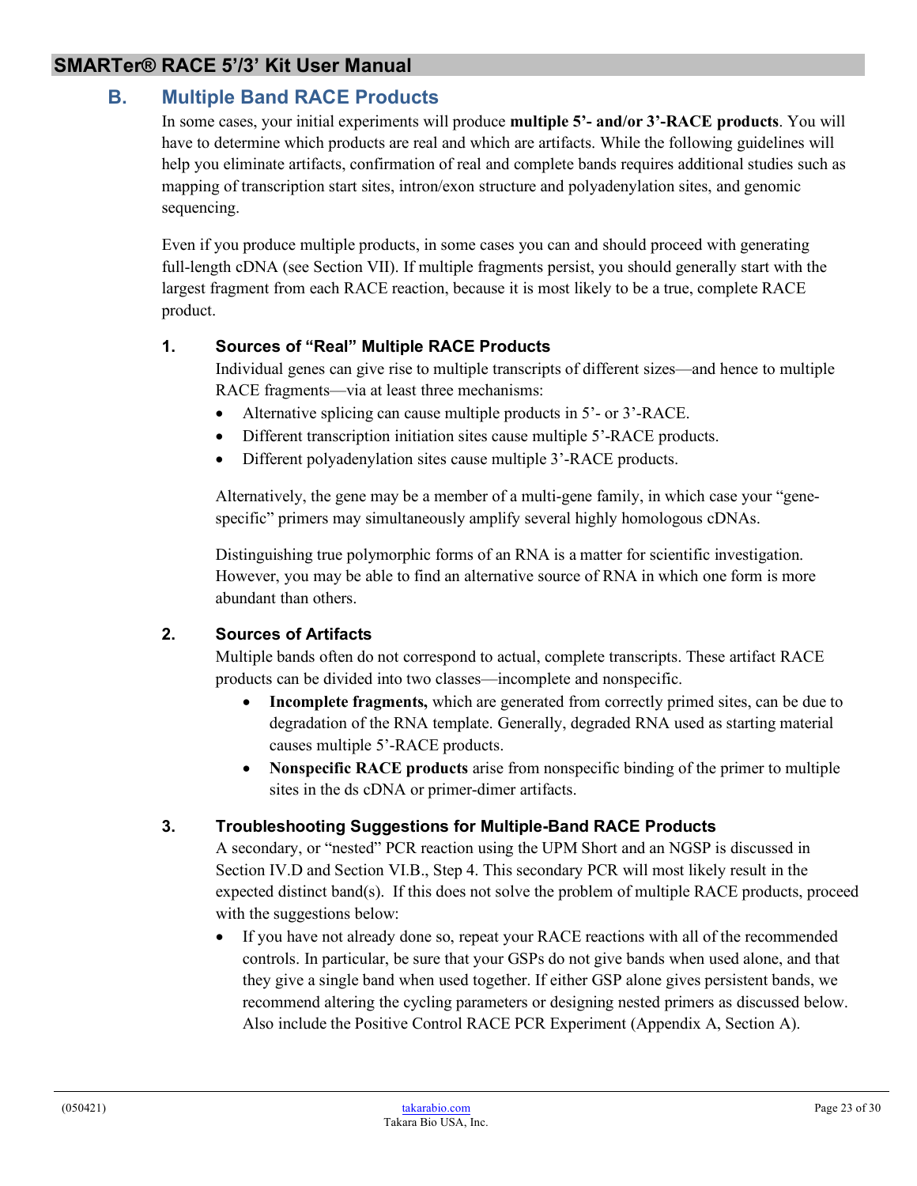## B. Multiple Band RACE Products

In some cases, your initial experiments will produce **multiple 5'- and/or 3'-RACE products**. You will have to determine which products are real and which are artifacts. While the following guidelines will help you eliminate artifacts, confirmation of real and complete bands requires additional studies such as mapping of transcription start sites, intron/exon structure and polyadenylation sites, and genomic sequencing.

Even if you produce multiple products, in some cases you can and should proceed with generating full-length cDNA (see Section VII). If multiple fragments persist, you should generally start with the largest fragment from each RACE reaction, because it is most likely to be a true, complete RACE product.

### 1. Sources of "Real" Multiple RACE Products

Individual genes can give rise to multiple transcripts of different sizes—and hence to multiple RACE fragments—via at least three mechanisms:

- Alternative splicing can cause multiple products in 5'- or 3'-RACE.
- Different transcription initiation sites cause multiple 5'-RACE products.
- Different polyadenylation sites cause multiple 3'-RACE products.

Alternatively, the gene may be a member of a multi-gene family, in which case your "gene-specific" primers may simultaneously amplify several highly homologous cDNAs.

Distinguishing true polymorphic forms of an RNA is a matter for scientific investigation. However, you may be able to find an alternative source of RNA in which one form is more abundant than others.

### 2. Sources of Artifacts

Multiple bands often do not correspond to actual, complete transcripts. These artifact RACE products can be divided into two classes—incomplete and nonspecific.

- **Incomplete fragments,** which are generated from correctly primed sites, can be due to degradation of the RNA template. Generally, degraded RNA used as starting material causes multiple 5'-RACE products.
- **Nonspecific RACE products** arise from nonspecific binding of the primer to multiple sites in the ds cDNA or primer-dimer artifacts.

### 3. Troubleshooting Suggestions for Multiple-Band RACE Products

A secondary, or "nested" PCR reaction using the UPM Short and an NGSP is discussed in Section IV.D and Section VI.B., Step 4. This secondary PCR will most likely result in the expected distinct band(s). If this does not solve the problem of multiple RACE products, proceed with the suggestions below:

- If you have not already done so, repeat your RACE reactions with all of the recommended controls. In particular, be sure that your GSPs do not give bands when used alone, and that they give a single band when used together. If either GSP alone gives persistent bands, we recommend altering the cycling parameters or designing nested primers as discussed below. Also include the Positive Control RACE PCR Experiment (Appendix A, Section A).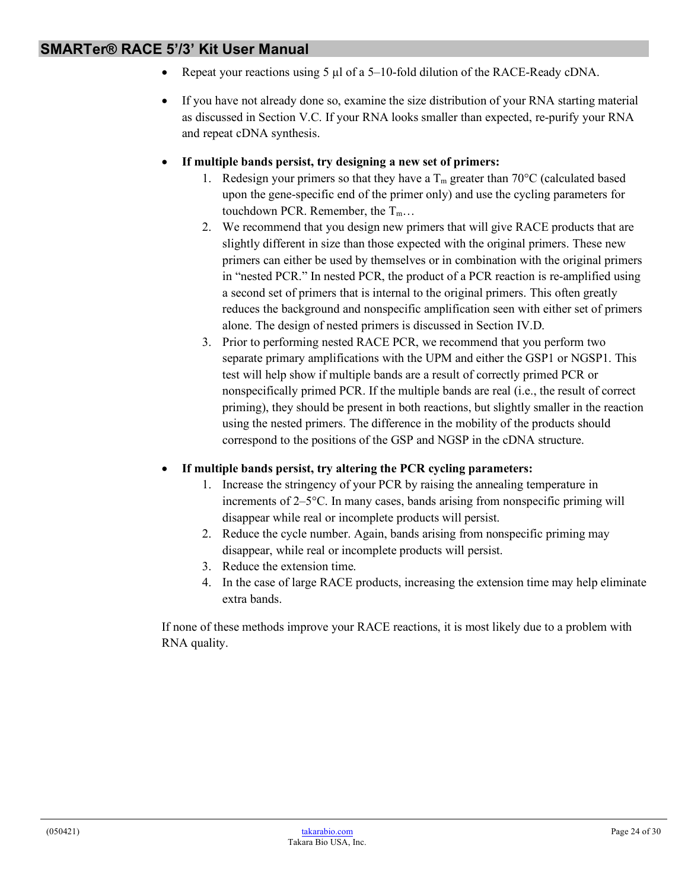- Repeat your reactions using 5 µl of a 5–10-fold dilution of the RACE-Ready cDNA.
- If you have not already done so, examine the size distribution of your RNA starting material as discussed in Section V.C. If your RNA looks smaller than expected, re-purify your RNA and repeat cDNA synthesis.
- **If multiple bands persist, try designing a new set of primers:**
  1. Redesign your primers so that they have a $T_m$ greater than 70°C (calculated based upon the gene-specific end of the primer only) and use the cycling parameters for touchdown PCR. Remember, the $T_m$…
  2. We recommend that you design new primers that will give RACE products that are slightly different in size than those expected with the original primers. These new primers can either be used by themselves or in combination with the original primers in "nested PCR." In nested PCR, the product of a PCR reaction is re-amplified using a second set of primers that is internal to the original primers. This often greatly reduces the background and nonspecific amplification seen with either set of primers alone. The design of nested primers is discussed in Section IV.D.
  3. Prior to performing nested RACE PCR, we recommend that you perform two separate primary amplifications with the UPM and either the GSP1 or NGSP1. This test will help show if multiple bands are a result of correctly primed PCR or nonspecifically primed PCR. If the multiple bands are real (i.e., the result of correct priming), they should be present in both reactions, but slightly smaller in the reaction using the nested primers. The difference in the mobility of the products should correspond to the positions of the GSP and NGSP in the cDNA structure.
- **If multiple bands persist, try altering the PCR cycling parameters:**
  1. Increase the stringency of your PCR by raising the annealing temperature in increments of 2–5°C. In many cases, bands arising from nonspecific priming will disappear while real or incomplete products will persist.
  2. Reduce the cycle number. Again, bands arising from nonspecific priming may disappear, while real or incomplete products will persist.
  3. Reduce the extension time.
  4. In the case of large RACE products, increasing the extension time may help eliminate extra bands.

If none of these methods improve your RACE reactions, it is most likely due to a problem with RNA quality.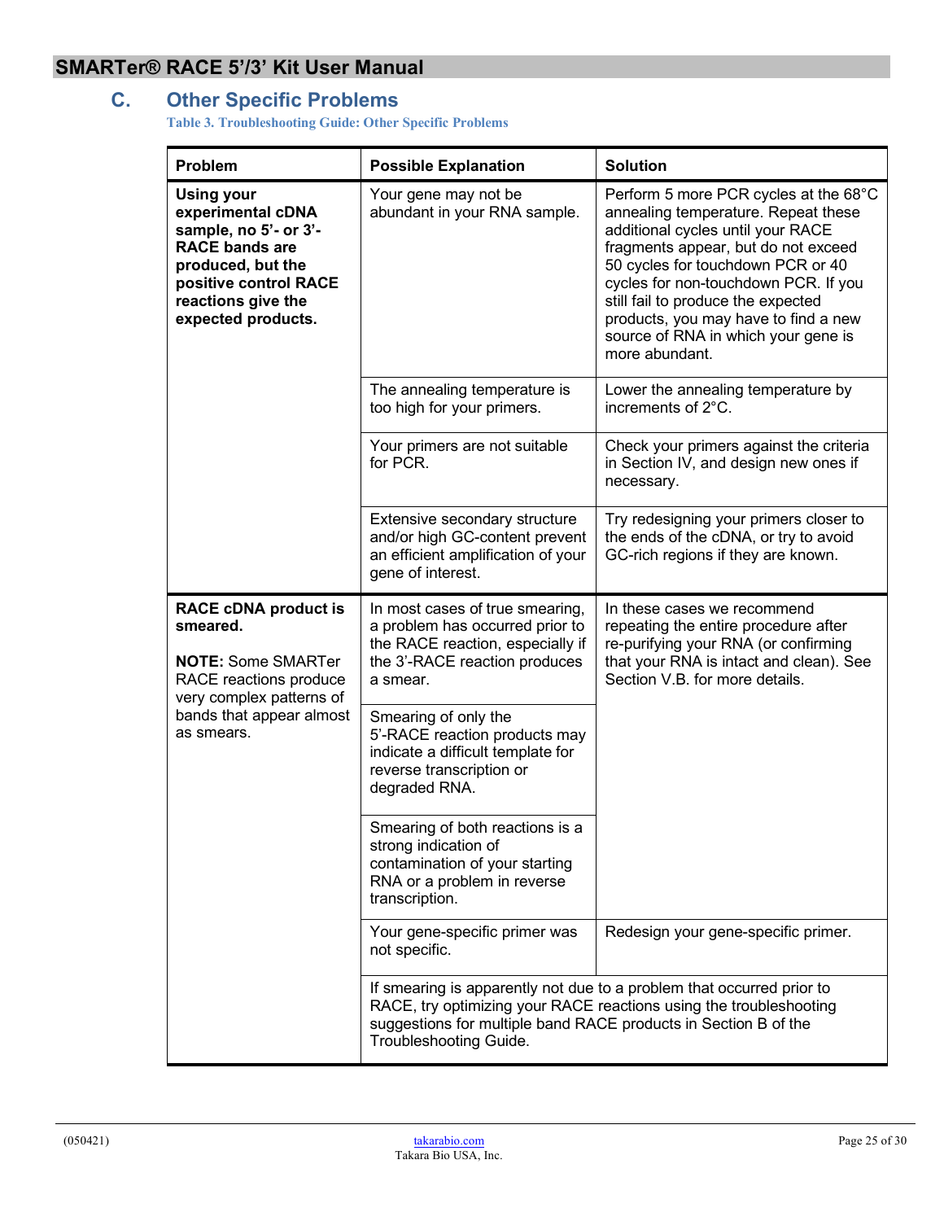## C. Other Specific Problems

**Table 3. Troubleshooting Guide: Other Specific Problems**

| Problem | Possible Explanation | Solution |
|---|---|---|
| **Using your experimental cDNA sample, no 5'- or 3'-RACE bands are produced, but the positive control RACE reactions give the expected products.** | Your gene may not be abundant in your RNA sample. | Perform 5 more PCR cycles at the 68°C annealing temperature. Repeat these additional cycles until your RACE fragments appear, but do not exceed 50 cycles for touchdown PCR or 40 cycles for non-touchdown PCR. If you still fail to produce the expected products, you may have to find a new source of RNA in which your gene is more abundant. |
| | The annealing temperature is too high for your primers. | Lower the annealing temperature by increments of 2°C. |
| | Your primers are not suitable for PCR. | Check your primers against the criteria in Section IV, and design new ones if necessary. |
| | Extensive secondary structure and/or high GC-content prevent an efficient amplification of your gene of interest. | Try redesigning your primers closer to the ends of the cDNA, or try to avoid GC-rich regions if they are known. |
| **RACE cDNA product is smeared.**<br><br>**NOTE:** Some SMARTer RACE reactions produce very complex patterns of bands that appear almost as smears. | In most cases of true smearing, a problem has occurred prior to the RACE reaction, especially if the 3'-RACE reaction produces a smear. | In these cases we recommend repeating the entire procedure after re-purifying your RNA (or confirming that your RNA is intact and clean). See Section V.B. for more details. |
| | Smearing of only the 5'-RACE reaction products may indicate a difficult template for reverse transcription or degraded RNA. | |
| | Smearing of both reactions is a strong indication of contamination of your starting RNA or a problem in reverse transcription. | |
| | Your gene-specific primer was not specific. | Redesign your gene-specific primer. |
| | If smearing is apparently not due to a problem that occurred prior to RACE, try optimizing your RACE reactions using the troubleshooting suggestions for multiple band RACE products in Section B of the Troubleshooting Guide. | |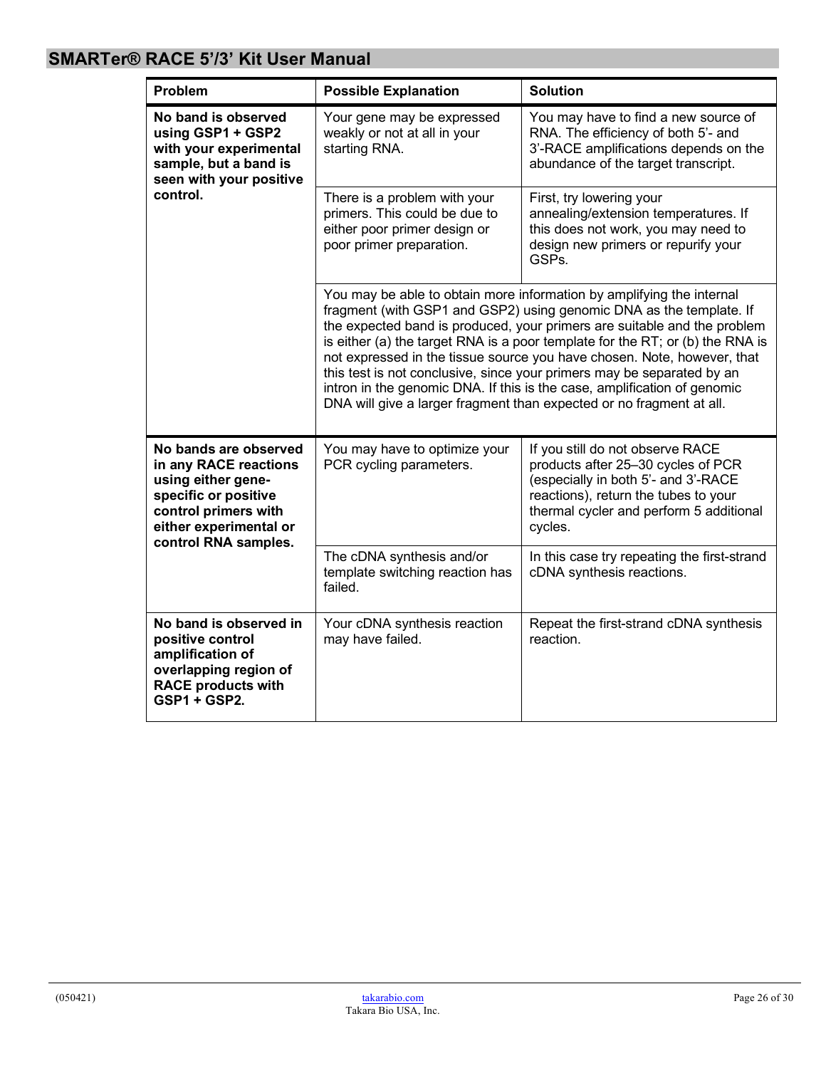| Problem | Possible Explanation | Solution |
|---|---|---|
| **No band is observed using GSP1 + GSP2 with your experimental sample, but a band is seen with your positive control.** | Your gene may be expressed weakly or not at all in your starting RNA. | You may have to find a new source of RNA. The efficiency of both 5'- and 3'-RACE amplifications depends on the abundance of the target transcript. |
| | There is a problem with your primers. This could be due to either poor primer design or poor primer preparation. | First, try lowering your annealing/extension temperatures. If this does not work, you may need to design new primers or repurify your GSPs. |
| | You may be able to obtain more information by amplifying the internal fragment (with GSP1 and GSP2) using genomic DNA as the template. If the expected band is produced, your primers are suitable and the problem is either (a) the target RNA is a poor template for the RT; or (b) the RNA is not expressed in the tissue source you have chosen. Note, however, that this test is not conclusive, since your primers may be separated by an intron in the genomic DNA. If this is the case, amplification of genomic DNA will give a larger fragment than expected or no fragment at all. | |
| **No bands are observed in any RACE reactions using either gene-specific or positive control primers with either experimental or control RNA samples.** | You may have to optimize your PCR cycling parameters. | If you still do not observe RACE products after 25–30 cycles of PCR (especially in both 5'- and 3'-RACE reactions), return the tubes to your thermal cycler and perform 5 additional cycles. |
| | The cDNA synthesis and/or template switching reaction has failed. | In this case try repeating the first-strand cDNA synthesis reactions. |
| **No band is observed in positive control amplification of overlapping region of RACE products with GSP1 + GSP2.** | Your cDNA synthesis reaction may have failed. | Repeat the first-strand cDNA synthesis reaction. |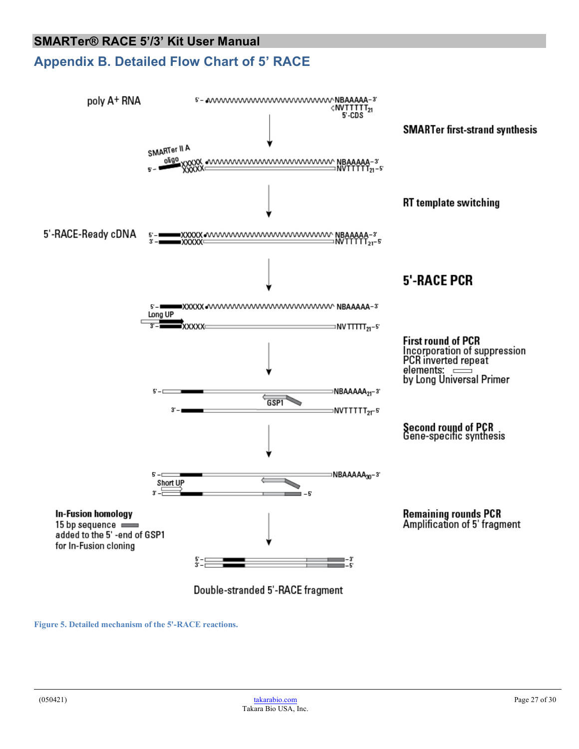## Appendix B. Detailed Flow Chart of 5' RACE

poly A+ RNA

5'-CDS

SMARTer first-strand synthesis

SMARTer II A oligo

RT template switching

5'-RACE-Ready cDNA

5'-RACE PCR

Long UP

First round of PCR
Incorporation of suppression PCR inverted repeat elements: by Long Universal Primer

GSP1

Second round of PCR
Gene-specific synthesis

Short UP

In-Fusion homology
15 bp sequence added to the 5' -end of GSP1 for In-Fusion cloning

Remaining rounds PCR
Amplification of 5' fragment

Double-stranded 5'-RACE fragment

**Figure 5. Detailed mechanism of the 5'-RACE reactions.**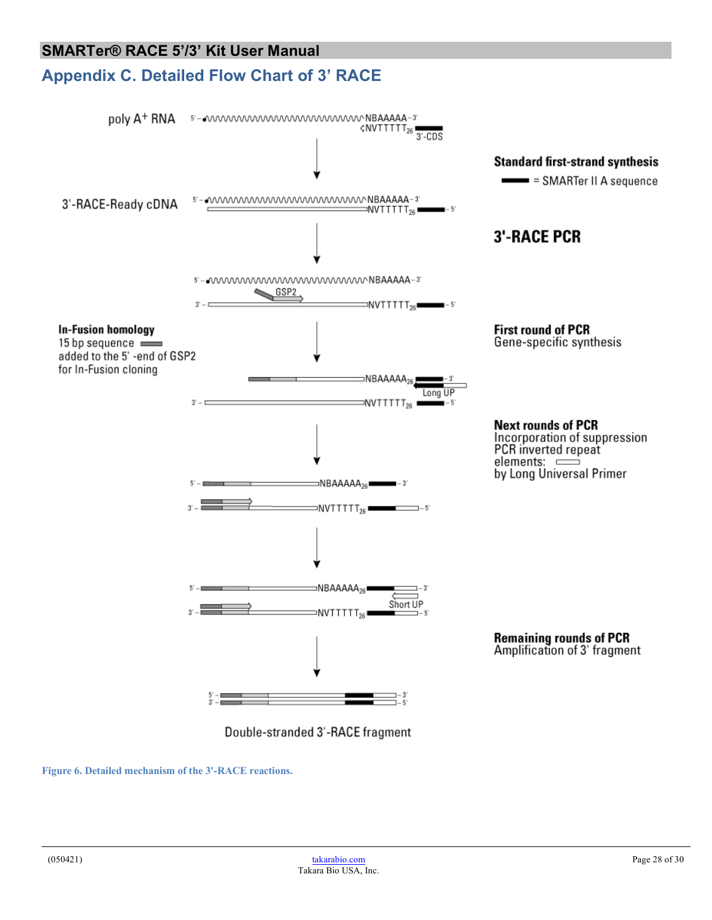## Appendix C. Detailed Flow Chart of 3' RACE

poly A+ RNA

5' – NBAAAAA – 3'

NVTTTTT$_{26}$ 3'-CDS

Standard first-strand synthesis

= SMARTer II A sequence

3'-RACE-Ready cDNA

3'-RACE PCR

GSP2

In-Fusion homology
15 bp sequence added to the 5' -end of GSP2 for In-Fusion cloning

First round of PCR
Gene-specific synthesis

Long UP

Next rounds of PCR
Incorporation of suppression PCR inverted repeat elements: by Long Universal Primer

Short UP

Remaining rounds of PCR
Amplification of 3' fragment

Double-stranded 3'-RACE fragment

**Figure 6. Detailed mechanism of the 3'-RACE reactions.**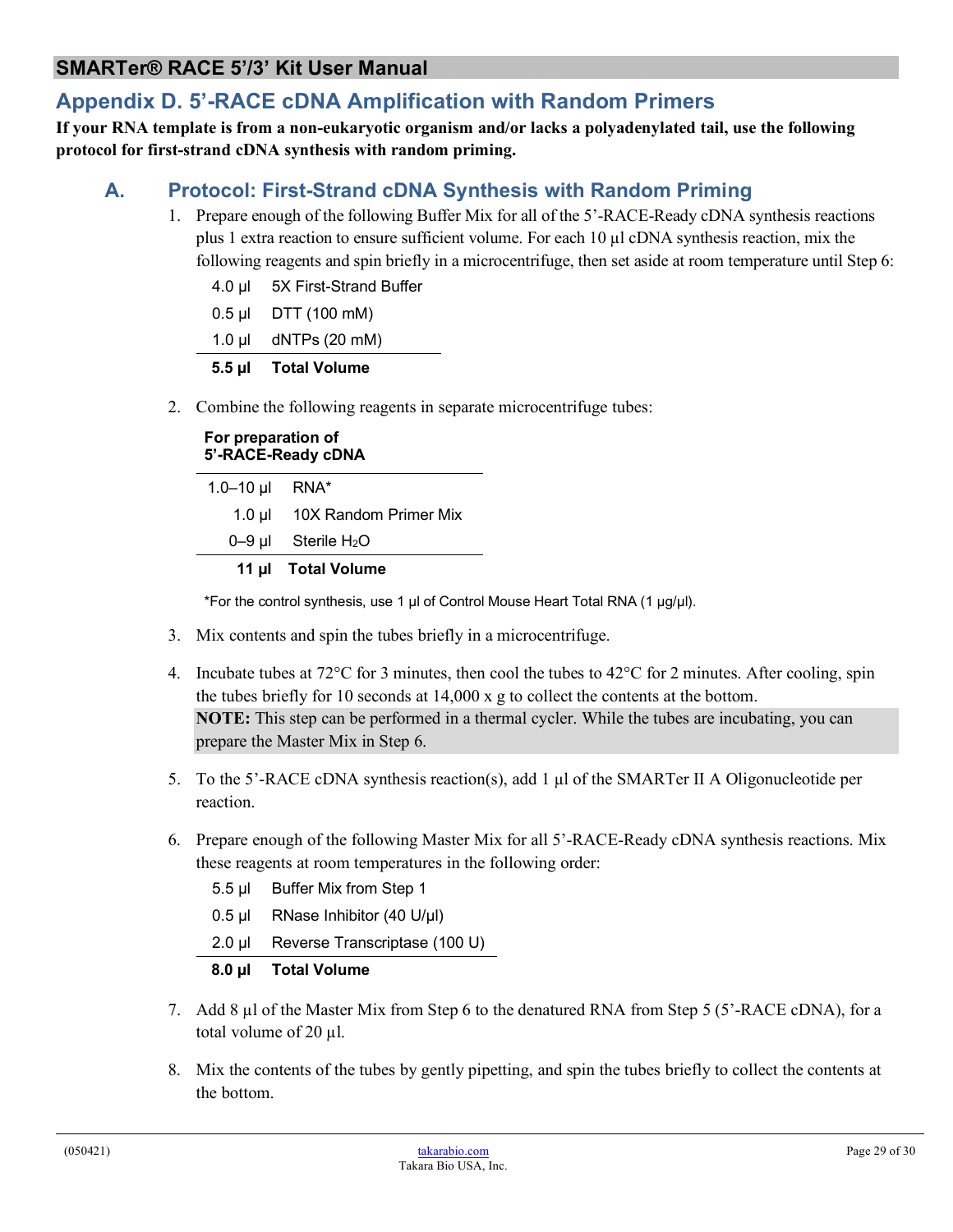## Appendix D. 5'-RACE cDNA Amplification with Random Primers

**If your RNA template is from a non-eukaryotic organism and/or lacks a polyadenylated tail, use the following protocol for first-strand cDNA synthesis with random priming.**

### A. Protocol: First-Strand cDNA Synthesis with Random Priming

1. Prepare enough of the following Buffer Mix for all of the 5'-RACE-Ready cDNA synthesis reactions plus 1 extra reaction to ensure sufficient volume. For each 10 µl cDNA synthesis reaction, mix the following reagents and spin briefly in a microcentrifuge, then set aside at room temperature until Step 6:

| | |
|---|---|
| 4.0 µl | 5X First-Strand Buffer |
| 0.5 µl | DTT (100 mM) |
| 1.0 µl | dNTPs (20 mM) |
| **5.5 µl** | **Total Volume** |

2. Combine the following reagents in separate microcentrifuge tubes:

| **For preparation of 5'-RACE-Ready cDNA** | |
|---|---|
| 1.0–10 µl | RNA* |
| 1.0 µl | 10X Random Primer Mix |
| 0–9 µl | Sterile $H_2O$ |
| **11 µl** | **Total Volume** |

*For the control synthesis, use 1 µl of Control Mouse Heart Total RNA (1 µg/µl).

3. Mix contents and spin the tubes briefly in a microcentrifuge.

4. Incubate tubes at 72°C for 3 minutes, then cool the tubes to 42°C for 2 minutes. After cooling, spin the tubes briefly for 10 seconds at 14,000 x g to collect the contents at the bottom.
   **NOTE:** This step can be performed in a thermal cycler. While the tubes are incubating, you can prepare the Master Mix in Step 6.

5. To the 5'-RACE cDNA synthesis reaction(s), add 1 µl of the SMARTer II A Oligonucleotide per reaction.

6. Prepare enough of the following Master Mix for all 5'-RACE-Ready cDNA synthesis reactions. Mix these reagents at room temperatures in the following order:

| | |
|---|---|
| 5.5 µl | Buffer Mix from Step 1 |
| 0.5 µl | RNase Inhibitor (40 U/µl) |
| 2.0 µl | Reverse Transcriptase (100 U) |
| **8.0 µl** | **Total Volume** |

7. Add 8 µl of the Master Mix from Step 6 to the denatured RNA from Step 5 (5'-RACE cDNA), for a total volume of 20 µl.

8. Mix the contents of the tubes by gently pipetting, and spin the tubes briefly to collect the contents at the bottom.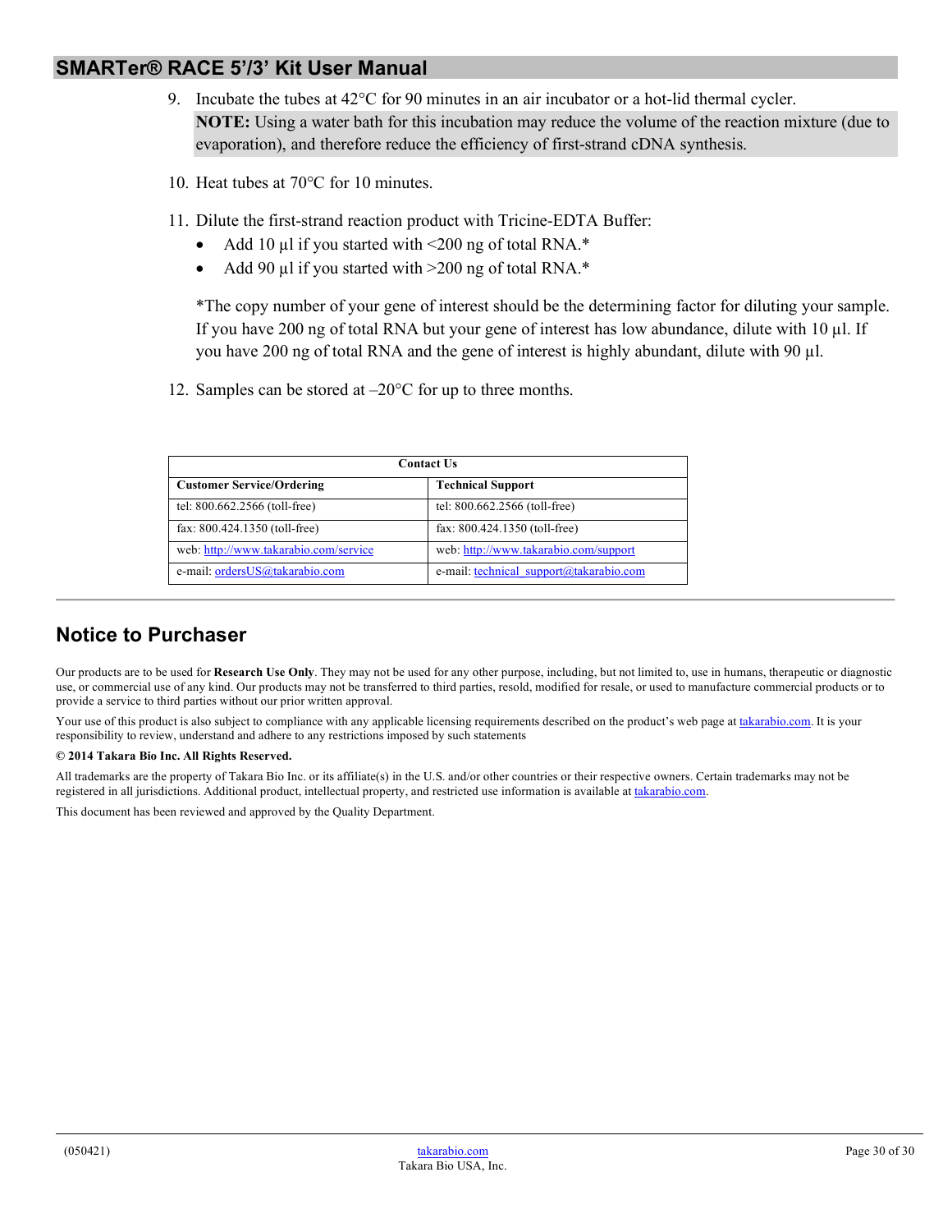9. Incubate the tubes at 42°C for 90 minutes in an air incubator or a hot-lid thermal cycler.

   **NOTE:** Using a water bath for this incubation may reduce the volume of the reaction mixture (due to evaporation), and therefore reduce the efficiency of first-strand cDNA synthesis.

10. Heat tubes at 70°C for 10 minutes.

11. Dilute the first-strand reaction product with Tricine-EDTA Buffer:
    - Add 10 µl if you started with <200 ng of total RNA.*
    - Add 90 µl if you started with >200 ng of total RNA.*

    *The copy number of your gene of interest should be the determining factor for diluting your sample. If you have 200 ng of total RNA but your gene of interest has low abundance, dilute with 10 µl. If you have 200 ng of total RNA and the gene of interest is highly abundant, dilute with 90 µl.

12. Samples can be stored at –20°C for up to three months.

| Contact Us | |
|---|---|
| **Customer Service/Ordering** | **Technical Support** |
| tel: 800.662.2566 (toll-free) | tel: 800.662.2566 (toll-free) |
| fax: 800.424.1350 (toll-free) | fax: 800.424.1350 (toll-free) |
| web: http://www.takarabio.com/service | web: http://www.takarabio.com/support |
| e-mail: ordersUS@takarabio.com | e-mail: technical_support@takarabio.com |

## Notice to Purchaser

Our products are to be used for **Research Use Only**. They may not be used for any other purpose, including, but not limited to, use in humans, therapeutic or diagnostic use, or commercial use of any kind. Our products may not be transferred to third parties, resold, modified for resale, or used to manufacture commercial products or to provide a service to third parties without our prior written approval.

Your use of this product is also subject to compliance with any applicable licensing requirements described on the product's web page at takarabio.com. It is your responsibility to review, understand and adhere to any restrictions imposed by such statements

**© 2014 Takara Bio Inc. All Rights Reserved.**

All trademarks are the property of Takara Bio Inc. or its affiliate(s) in the U.S. and/or other countries or their respective owners. Certain trademarks may not be registered in all jurisdictions. Additional product, intellectual property, and restricted use information is available at takarabio.com.

This document has been reviewed and approved by the Quality Department.